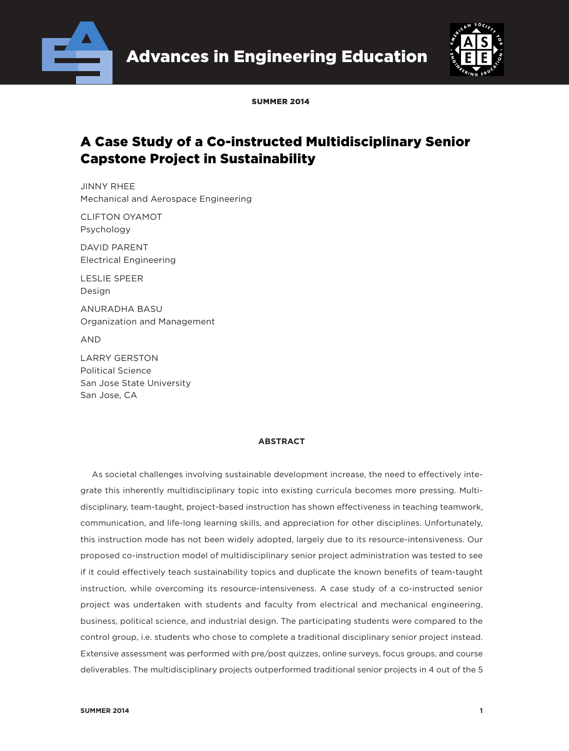# A Case Study of a Co-instructed Multidisciplinary Senior Capstone Project in Sustainability

JINNY RHEE
Mechanical and Aerospace Engineering

CLIFTON OYAMOT
Psychology

DAVID PARENT
Electrical Engineering

LESLIE SPEER
Design

ANURADHA BASU
Organization and Management

AND

LARRY GERSTON
Political Science
San Jose State University
San Jose, CA

## ABSTRACT

As societal challenges involving sustainable development increase, the need to effectively integrate this inherently multidisciplinary topic into existing curricula becomes more pressing. Multidisciplinary, team-taught, project-based instruction has shown effectiveness in teaching teamwork, communication, and life-long learning skills, and appreciation for other disciplines. Unfortunately, this instruction mode has not been widely adopted, largely due to its resource-intensiveness. Our proposed co-instruction model of multidisciplinary senior project administration was tested to see if it could effectively teach sustainability topics and duplicate the known benefits of team-taught instruction, while overcoming its resource-intensiveness. A case study of a co-instructed senior project was undertaken with students and faculty from electrical and mechanical engineering, business, political science, and industrial design. The participating students were compared to the control group, i.e. students who chose to complete a traditional disciplinary senior project instead. Extensive assessment was performed with pre/post quizzes, online surveys, focus groups, and course deliverables. The multidisciplinary projects outperformed traditional senior projects in 4 out of the 5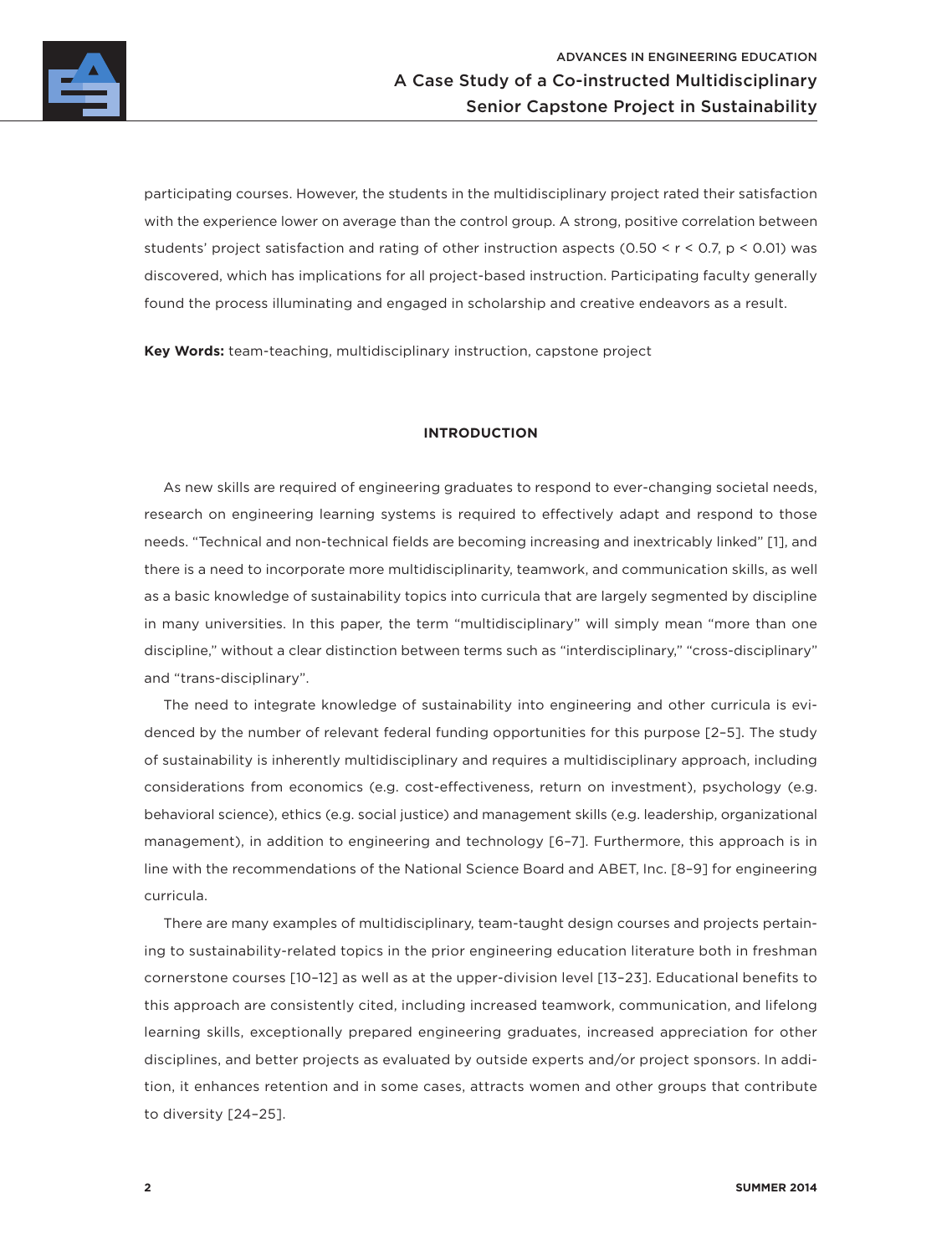participating courses. However, the students in the multidisciplinary project rated their satisfaction with the experience lower on average than the control group. A strong, positive correlation between students' project satisfaction and rating of other instruction aspects ($0.50 < r < 0.7$, $p < 0.01$) was discovered, which has implications for all project-based instruction. Participating faculty generally found the process illuminating and engaged in scholarship and creative endeavors as a result.

**Key Words:** team-teaching, multidisciplinary instruction, capstone project

## INTRODUCTION

As new skills are required of engineering graduates to respond to ever-changing societal needs, research on engineering learning systems is required to effectively adapt and respond to those needs. "Technical and non-technical fields are becoming increasing and inextricably linked" [1], and there is a need to incorporate more multidisciplinarity, teamwork, and communication skills, as well as a basic knowledge of sustainability topics into curricula that are largely segmented by discipline in many universities. In this paper, the term "multidisciplinary" will simply mean "more than one discipline," without a clear distinction between terms such as "interdisciplinary," "cross-disciplinary" and "trans-disciplinary".

The need to integrate knowledge of sustainability into engineering and other curricula is evidenced by the number of relevant federal funding opportunities for this purpose [2–5]. The study of sustainability is inherently multidisciplinary and requires a multidisciplinary approach, including considerations from economics (e.g. cost-effectiveness, return on investment), psychology (e.g. behavioral science), ethics (e.g. social justice) and management skills (e.g. leadership, organizational management), in addition to engineering and technology [6–7]. Furthermore, this approach is in line with the recommendations of the National Science Board and ABET, Inc. [8–9] for engineering curricula.

There are many examples of multidisciplinary, team-taught design courses and projects pertaining to sustainability-related topics in the prior engineering education literature both in freshman cornerstone courses [10–12] as well as at the upper-division level [13–23]. Educational benefits to this approach are consistently cited, including increased teamwork, communication, and lifelong learning skills, exceptionally prepared engineering graduates, increased appreciation for other disciplines, and better projects as evaluated by outside experts and/or project sponsors. In addition, it enhances retention and in some cases, attracts women and other groups that contribute to diversity [24–25].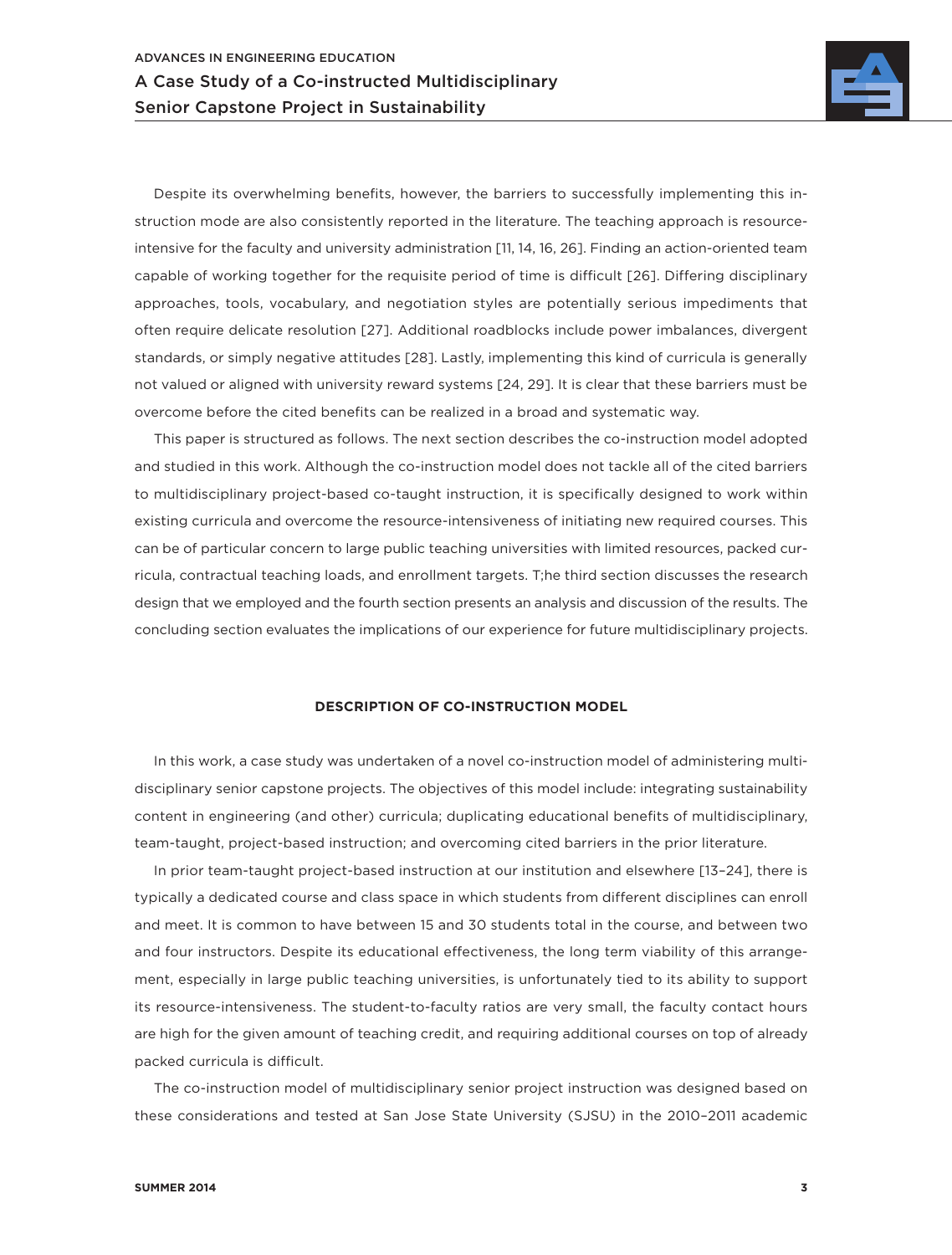Despite its overwhelming benefits, however, the barriers to successfully implementing this instruction mode are also consistently reported in the literature. The teaching approach is resource-intensive for the faculty and university administration [11, 14, 16, 26]. Finding an action-oriented team capable of working together for the requisite period of time is difficult [26]. Differing disciplinary approaches, tools, vocabulary, and negotiation styles are potentially serious impediments that often require delicate resolution [27]. Additional roadblocks include power imbalances, divergent standards, or simply negative attitudes [28]. Lastly, implementing this kind of curricula is generally not valued or aligned with university reward systems [24, 29]. It is clear that these barriers must be overcome before the cited benefits can be realized in a broad and systematic way.

This paper is structured as follows. The next section describes the co-instruction model adopted and studied in this work. Although the co-instruction model does not tackle all of the cited barriers to multidisciplinary project-based co-taught instruction, it is specifically designed to work within existing curricula and overcome the resource-intensiveness of initiating new required courses. This can be of particular concern to large public teaching universities with limited resources, packed curricula, contractual teaching loads, and enrollment targets. T;he third section discusses the research design that we employed and the fourth section presents an analysis and discussion of the results. The concluding section evaluates the implications of our experience for future multidisciplinary projects.

## DESCRIPTION OF CO-INSTRUCTION MODEL

In this work, a case study was undertaken of a novel co-instruction model of administering multidisciplinary senior capstone projects. The objectives of this model include: integrating sustainability content in engineering (and other) curricula; duplicating educational benefits of multidisciplinary, team-taught, project-based instruction; and overcoming cited barriers in the prior literature.

In prior team-taught project-based instruction at our institution and elsewhere [13–24], there is typically a dedicated course and class space in which students from different disciplines can enroll and meet. It is common to have between 15 and 30 students total in the course, and between two and four instructors. Despite its educational effectiveness, the long term viability of this arrangement, especially in large public teaching universities, is unfortunately tied to its ability to support its resource-intensiveness. The student-to-faculty ratios are very small, the faculty contact hours are high for the given amount of teaching credit, and requiring additional courses on top of already packed curricula is difficult.

The co-instruction model of multidisciplinary senior project instruction was designed based on these considerations and tested at San Jose State University (SJSU) in the 2010–2011 academic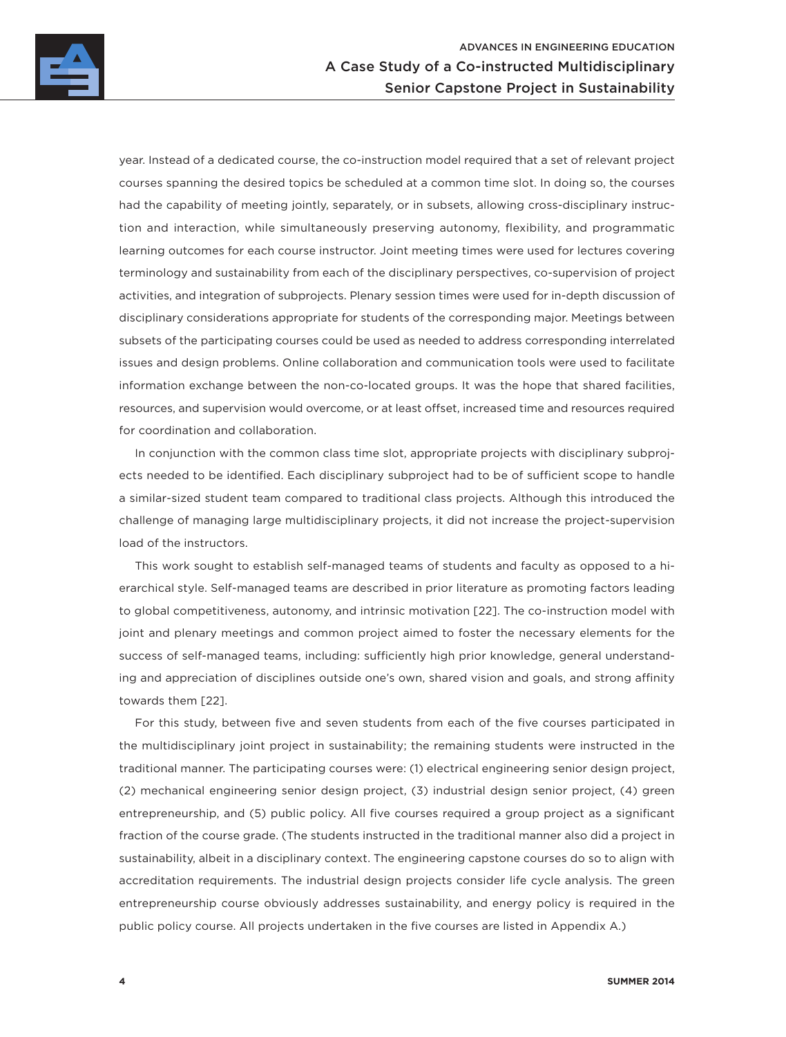year. Instead of a dedicated course, the co-instruction model required that a set of relevant project courses spanning the desired topics be scheduled at a common time slot. In doing so, the courses had the capability of meeting jointly, separately, or in subsets, allowing cross-disciplinary instruction and interaction, while simultaneously preserving autonomy, flexibility, and programmatic learning outcomes for each course instructor. Joint meeting times were used for lectures covering terminology and sustainability from each of the disciplinary perspectives, co-supervision of project activities, and integration of subprojects. Plenary session times were used for in-depth discussion of disciplinary considerations appropriate for students of the corresponding major. Meetings between subsets of the participating courses could be used as needed to address corresponding interrelated issues and design problems. Online collaboration and communication tools were used to facilitate information exchange between the non-co-located groups. It was the hope that shared facilities, resources, and supervision would overcome, or at least offset, increased time and resources required for coordination and collaboration.

In conjunction with the common class time slot, appropriate projects with disciplinary subprojects needed to be identified. Each disciplinary subproject had to be of sufficient scope to handle a similar-sized student team compared to traditional class projects. Although this introduced the challenge of managing large multidisciplinary projects, it did not increase the project-supervision load of the instructors.

This work sought to establish self-managed teams of students and faculty as opposed to a hierarchical style. Self-managed teams are described in prior literature as promoting factors leading to global competitiveness, autonomy, and intrinsic motivation [22]. The co-instruction model with joint and plenary meetings and common project aimed to foster the necessary elements for the success of self-managed teams, including: sufficiently high prior knowledge, general understanding and appreciation of disciplines outside one's own, shared vision and goals, and strong affinity towards them [22].

For this study, between five and seven students from each of the five courses participated in the multidisciplinary joint project in sustainability; the remaining students were instructed in the traditional manner. The participating courses were: (1) electrical engineering senior design project, (2) mechanical engineering senior design project, (3) industrial design senior project, (4) green entrepreneurship, and (5) public policy. All five courses required a group project as a significant fraction of the course grade. (The students instructed in the traditional manner also did a project in sustainability, albeit in a disciplinary context. The engineering capstone courses do so to align with accreditation requirements. The industrial design projects consider life cycle analysis. The green entrepreneurship course obviously addresses sustainability, and energy policy is required in the public policy course. All projects undertaken in the five courses are listed in Appendix A.)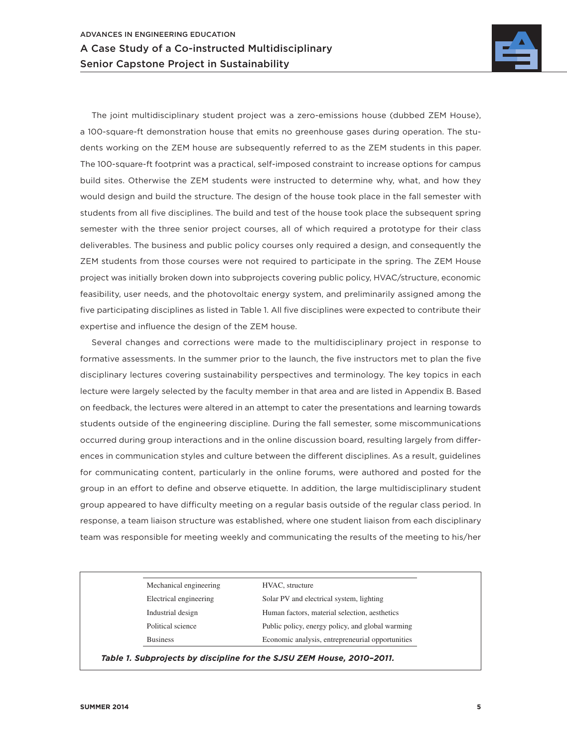The joint multidisciplinary student project was a zero-emissions house (dubbed ZEM House), a 100-square-ft demonstration house that emits no greenhouse gases during operation. The students working on the ZEM house are subsequently referred to as the ZEM students in this paper. The 100-square-ft footprint was a practical, self-imposed constraint to increase options for campus build sites. Otherwise the ZEM students were instructed to determine why, what, and how they would design and build the structure. The design of the house took place in the fall semester with students from all five disciplines. The build and test of the house took place the subsequent spring semester with the three senior project courses, all of which required a prototype for their class deliverables. The business and public policy courses only required a design, and consequently the ZEM students from those courses were not required to participate in the spring. The ZEM House project was initially broken down into subprojects covering public policy, HVAC/structure, economic feasibility, user needs, and the photovoltaic energy system, and preliminarily assigned among the five participating disciplines as listed in Table 1. All five disciplines were expected to contribute their expertise and influence the design of the ZEM house.

Several changes and corrections were made to the multidisciplinary project in response to formative assessments. In the summer prior to the launch, the five instructors met to plan the five disciplinary lectures covering sustainability perspectives and terminology. The key topics in each lecture were largely selected by the faculty member in that area and are listed in Appendix B. Based on feedback, the lectures were altered in an attempt to cater the presentations and learning towards students outside of the engineering discipline. During the fall semester, some miscommunications occurred during group interactions and in the online discussion board, resulting largely from differences in communication styles and culture between the different disciplines. As a result, guidelines for communicating content, particularly in the online forums, were authored and posted for the group in an effort to define and observe etiquette. In addition, the large multidisciplinary student group appeared to have difficulty meeting on a regular basis outside of the regular class period. In response, a team liaison structure was established, where one student liaison from each disciplinary team was responsible for meeting weekly and communicating the results of the meeting to his/her

| | |
|---|---|
| Mechanical engineering | HVAC, structure |
| Electrical engineering | Solar PV and electrical system, lighting |
| Industrial design | Human factors, material selection, aesthetics |
| Political science | Public policy, energy policy, and global warming |
| Business | Economic analysis, entrepreneurial opportunities |

***Table 1. Subprojects by discipline for the SJSU ZEM House, 2010–2011.***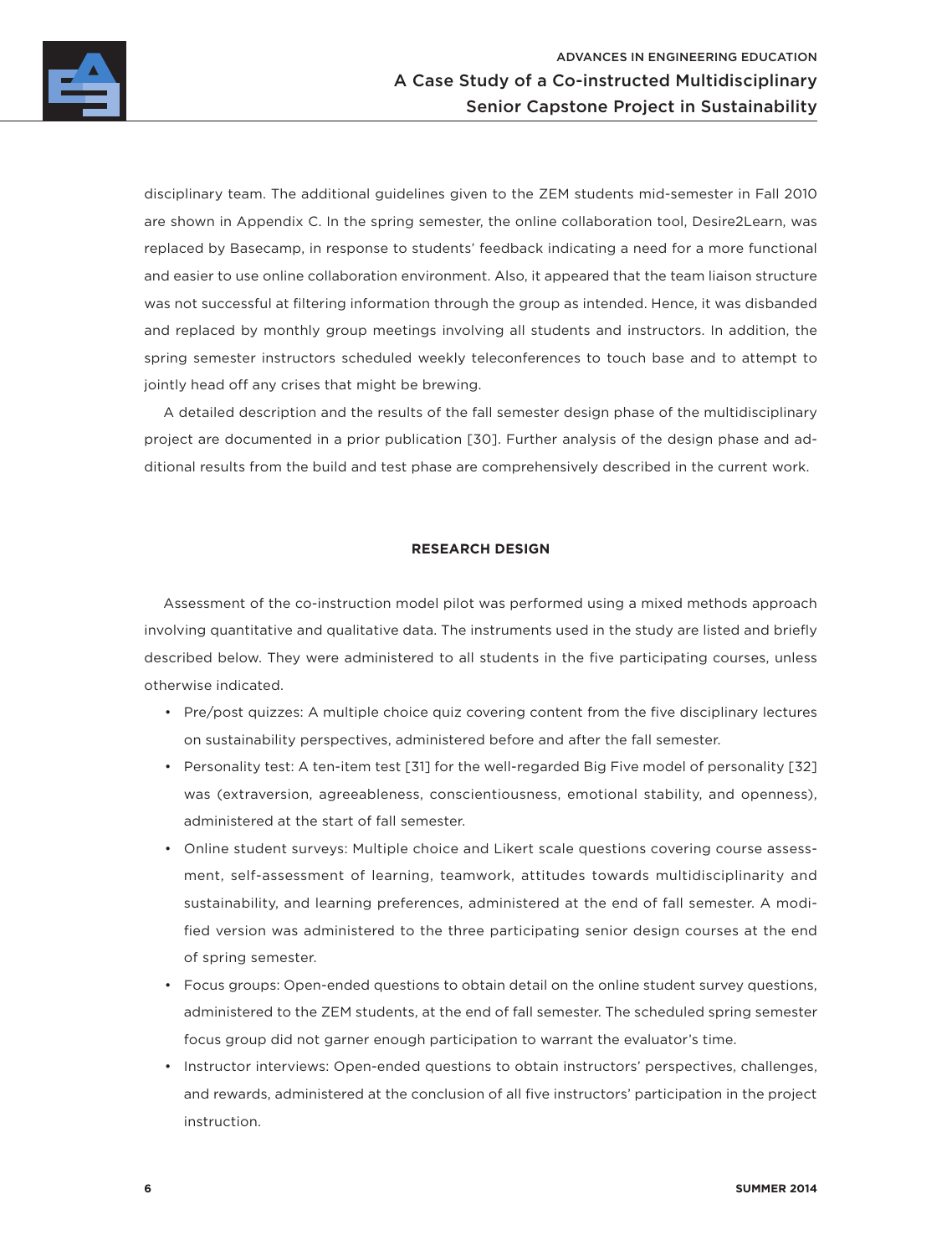disciplinary team. The additional guidelines given to the ZEM students mid-semester in Fall 2010 are shown in Appendix C. In the spring semester, the online collaboration tool, Desire2Learn, was replaced by Basecamp, in response to students' feedback indicating a need for a more functional and easier to use online collaboration environment. Also, it appeared that the team liaison structure was not successful at filtering information through the group as intended. Hence, it was disbanded and replaced by monthly group meetings involving all students and instructors. In addition, the spring semester instructors scheduled weekly teleconferences to touch base and to attempt to jointly head off any crises that might be brewing.

A detailed description and the results of the fall semester design phase of the multidisciplinary project are documented in a prior publication [30]. Further analysis of the design phase and additional results from the build and test phase are comprehensively described in the current work.

## RESEARCH DESIGN

Assessment of the co-instruction model pilot was performed using a mixed methods approach involving quantitative and qualitative data. The instruments used in the study are listed and briefly described below. They were administered to all students in the five participating courses, unless otherwise indicated.

- Pre/post quizzes: A multiple choice quiz covering content from the five disciplinary lectures on sustainability perspectives, administered before and after the fall semester.
- Personality test: A ten-item test [31] for the well-regarded Big Five model of personality [32] was (extraversion, agreeableness, conscientiousness, emotional stability, and openness), administered at the start of fall semester.
- Online student surveys: Multiple choice and Likert scale questions covering course assessment, self-assessment of learning, teamwork, attitudes towards multidisciplinarity and sustainability, and learning preferences, administered at the end of fall semester. A modified version was administered to the three participating senior design courses at the end of spring semester.
- Focus groups: Open-ended questions to obtain detail on the online student survey questions, administered to the ZEM students, at the end of fall semester. The scheduled spring semester focus group did not garner enough participation to warrant the evaluator's time.
- Instructor interviews: Open-ended questions to obtain instructors' perspectives, challenges, and rewards, administered at the conclusion of all five instructors' participation in the project instruction.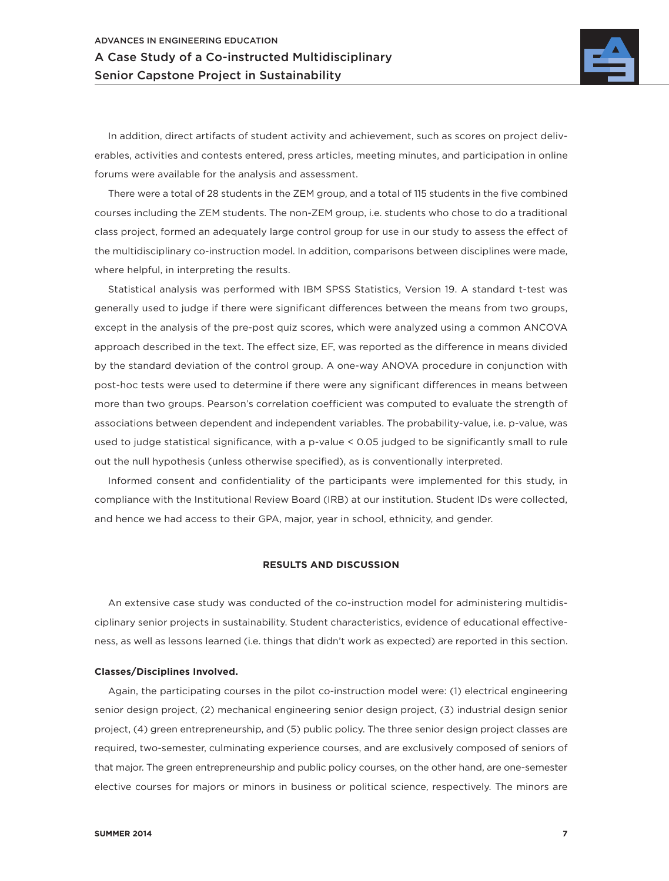In addition, direct artifacts of student activity and achievement, such as scores on project deliverables, activities and contests entered, press articles, meeting minutes, and participation in online forums were available for the analysis and assessment.

There were a total of 28 students in the ZEM group, and a total of 115 students in the five combined courses including the ZEM students. The non-ZEM group, i.e. students who chose to do a traditional class project, formed an adequately large control group for use in our study to assess the effect of the multidisciplinary co-instruction model. In addition, comparisons between disciplines were made, where helpful, in interpreting the results.

Statistical analysis was performed with IBM SPSS Statistics, Version 19. A standard t-test was generally used to judge if there were significant differences between the means from two groups, except in the analysis of the pre-post quiz scores, which were analyzed using a common ANCOVA approach described in the text. The effect size, EF, was reported as the difference in means divided by the standard deviation of the control group. A one-way ANOVA procedure in conjunction with post-hoc tests were used to determine if there were any significant differences in means between more than two groups. Pearson's correlation coefficient was computed to evaluate the strength of associations between dependent and independent variables. The probability-value, i.e. p-value, was used to judge statistical significance, with a p-value $< 0.05$ judged to be significantly small to rule out the null hypothesis (unless otherwise specified), as is conventionally interpreted.

Informed consent and confidentiality of the participants were implemented for this study, in compliance with the Institutional Review Board (IRB) at our institution. Student IDs were collected, and hence we had access to their GPA, major, year in school, ethnicity, and gender.

## RESULTS AND DISCUSSION

An extensive case study was conducted of the co-instruction model for administering multidisciplinary senior projects in sustainability. Student characteristics, evidence of educational effectiveness, as well as lessons learned (i.e. things that didn't work as expected) are reported in this section.

### Classes/Disciplines Involved.

Again, the participating courses in the pilot co-instruction model were: (1) electrical engineering senior design project, (2) mechanical engineering senior design project, (3) industrial design senior project, (4) green entrepreneurship, and (5) public policy. The three senior design project classes are required, two-semester, culminating experience courses, and are exclusively composed of seniors of that major. The green entrepreneurship and public policy courses, on the other hand, are one-semester elective courses for majors or minors in business or political science, respectively. The minors are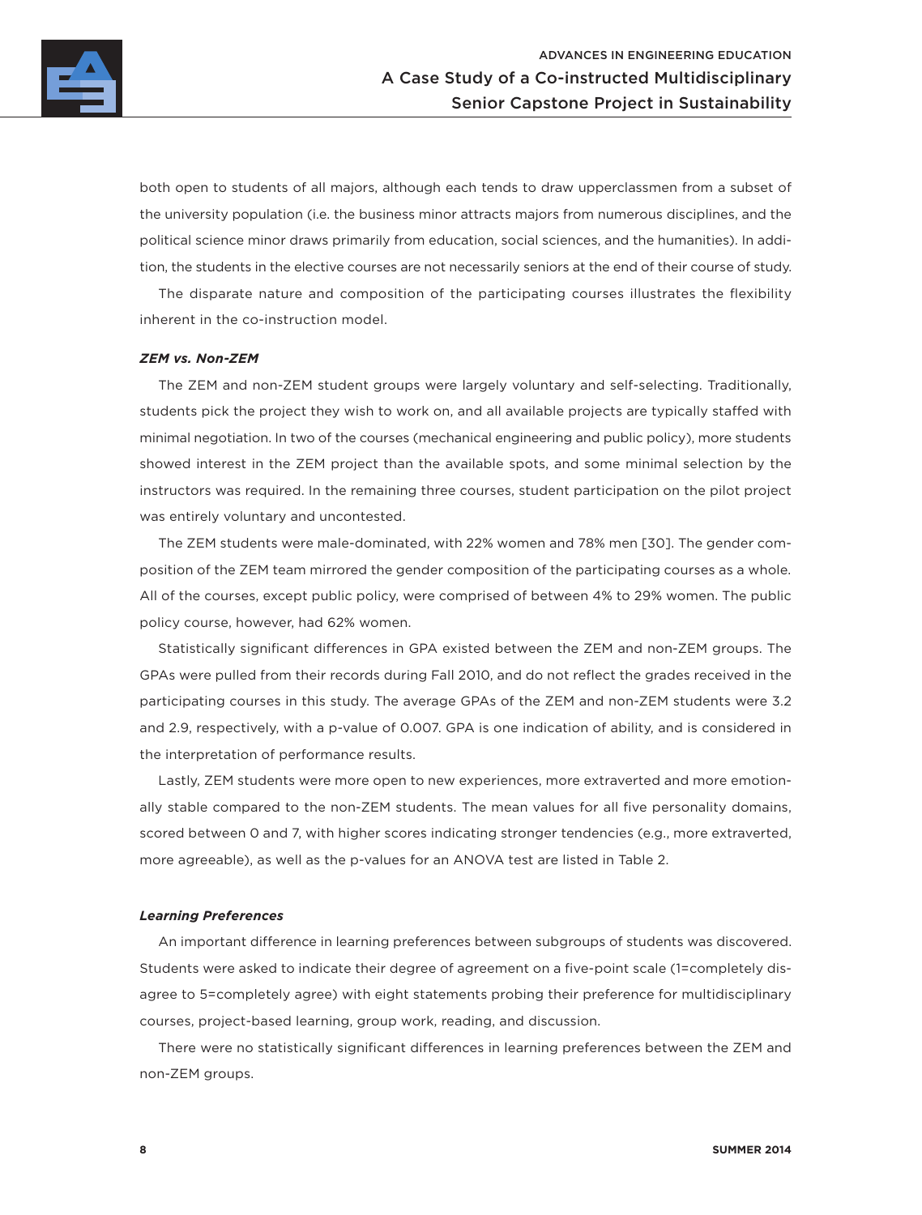both open to students of all majors, although each tends to draw upperclassmen from a subset of the university population (i.e. the business minor attracts majors from numerous disciplines, and the political science minor draws primarily from education, social sciences, and the humanities). In addition, the students in the elective courses are not necessarily seniors at the end of their course of study.

The disparate nature and composition of the participating courses illustrates the flexibility inherent in the co-instruction model.

### *ZEM vs. Non-ZEM*

The ZEM and non-ZEM student groups were largely voluntary and self-selecting. Traditionally, students pick the project they wish to work on, and all available projects are typically staffed with minimal negotiation. In two of the courses (mechanical engineering and public policy), more students showed interest in the ZEM project than the available spots, and some minimal selection by the instructors was required. In the remaining three courses, student participation on the pilot project was entirely voluntary and uncontested.

The ZEM students were male-dominated, with 22% women and 78% men [30]. The gender composition of the ZEM team mirrored the gender composition of the participating courses as a whole. All of the courses, except public policy, were comprised of between 4% to 29% women. The public policy course, however, had 62% women.

Statistically significant differences in GPA existed between the ZEM and non-ZEM groups. The GPAs were pulled from their records during Fall 2010, and do not reflect the grades received in the participating courses in this study. The average GPAs of the ZEM and non-ZEM students were 3.2 and 2.9, respectively, with a p-value of 0.007. GPA is one indication of ability, and is considered in the interpretation of performance results.

Lastly, ZEM students were more open to new experiences, more extraverted and more emotionally stable compared to the non-ZEM students. The mean values for all five personality domains, scored between 0 and 7, with higher scores indicating stronger tendencies (e.g., more extraverted, more agreeable), as well as the p-values for an ANOVA test are listed in Table 2.

### *Learning Preferences*

An important difference in learning preferences between subgroups of students was discovered. Students were asked to indicate their degree of agreement on a five-point scale (1=completely disagree to 5=completely agree) with eight statements probing their preference for multidisciplinary courses, project-based learning, group work, reading, and discussion.

There were no statistically significant differences in learning preferences between the ZEM and non-ZEM groups.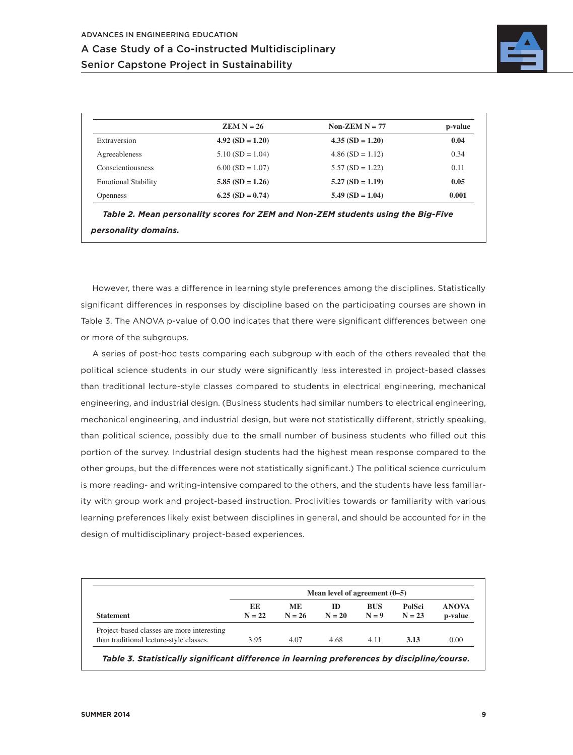| | ZEM N = 26 | Non-ZEM N = 77 | p-value |
|---|---|---|---|
| Extraversion | **4.92 (SD = 1.20)** | **4.35 (SD = 1.20)** | **0.04** |
| Agreeableness | 5.10 (SD = 1.04) | 4.86 (SD = 1.12) | 0.34 |
| Conscientiousness | 6.00 (SD = 1.07) | 5.57 (SD = 1.22) | 0.11 |
| Emotional Stability | **5.85 (SD = 1.26)** | **5.27 (SD = 1.19)** | **0.05** |
| Openness | **6.25 (SD = 0.74)** | **5.49 (SD = 1.04)** | **0.001** |

***Table 2. Mean personality scores for ZEM and Non-ZEM students using the Big-Five personality domains.***

However, there was a difference in learning style preferences among the disciplines. Statistically significant differences in responses by discipline based on the participating courses are shown in Table 3. The ANOVA p-value of 0.00 indicates that there were significant differences between one or more of the subgroups.

A series of post-hoc tests comparing each subgroup with each of the others revealed that the political science students in our study were significantly less interested in project-based classes than traditional lecture-style classes compared to students in electrical engineering, mechanical engineering, and industrial design. (Business students had similar numbers to electrical engineering, mechanical engineering, and industrial design, but were not statistically different, strictly speaking, than political science, possibly due to the small number of business students who filled out this portion of the survey. Industrial design students had the highest mean response compared to the other groups, but the differences were not statistically significant.) The political science curriculum is more reading- and writing-intensive compared to the others, and the students have less familiarity with group work and project-based instruction. Proclivities towards or familiarity with various learning preferences likely exist between disciplines in general, and should be accounted for in the design of multidisciplinary project-based experiences.

| | Mean level of agreement (0–5) | | | | | |
|---|---|---|---|---|---|---|
| **Statement** | **EE N = 22** | **ME N = 26** | **ID N = 20** | **BUS N = 9** | **PolSci N = 23** | **ANOVA p-value** |
| Project-based classes are more interesting than traditional lecture-style classes. | 3.95 | 4.07 | 4.68 | 4.11 | **3.13** | 0.00 |

***Table 3. Statistically significant difference in learning preferences by discipline/course.***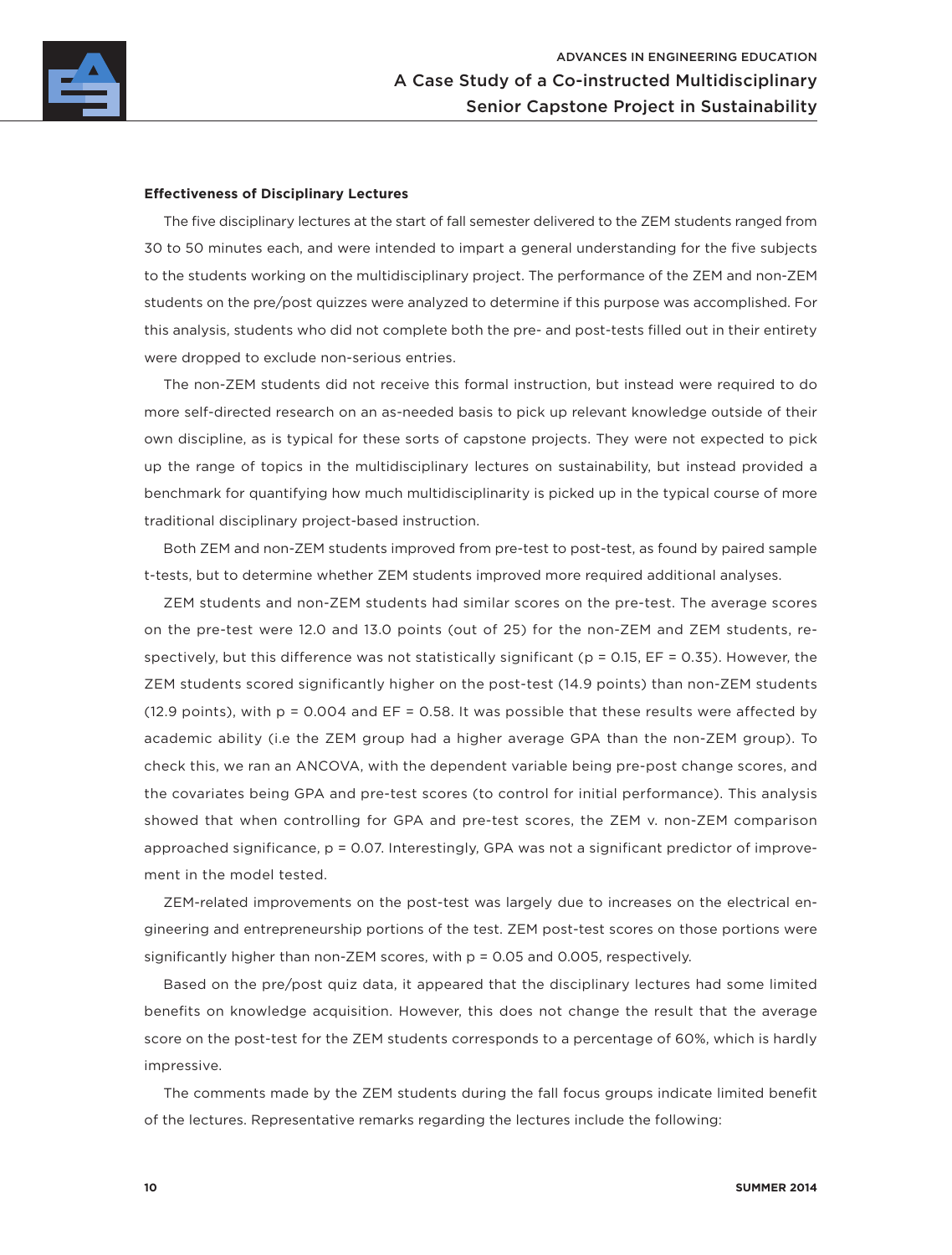**Effectiveness of Disciplinary Lectures**

The five disciplinary lectures at the start of fall semester delivered to the ZEM students ranged from 30 to 50 minutes each, and were intended to impart a general understanding for the five subjects to the students working on the multidisciplinary project. The performance of the ZEM and non-ZEM students on the pre/post quizzes were analyzed to determine if this purpose was accomplished. For this analysis, students who did not complete both the pre- and post-tests filled out in their entirety were dropped to exclude non-serious entries.

The non-ZEM students did not receive this formal instruction, but instead were required to do more self-directed research on an as-needed basis to pick up relevant knowledge outside of their own discipline, as is typical for these sorts of capstone projects. They were not expected to pick up the range of topics in the multidisciplinary lectures on sustainability, but instead provided a benchmark for quantifying how much multidisciplinarity is picked up in the typical course of more traditional disciplinary project-based instruction.

Both ZEM and non-ZEM students improved from pre-test to post-test, as found by paired sample t-tests, but to determine whether ZEM students improved more required additional analyses.

ZEM students and non-ZEM students had similar scores on the pre-test. The average scores on the pre-test were 12.0 and 13.0 points (out of 25) for the non-ZEM and ZEM students, respectively, but this difference was not statistically significant ($p = 0.15$, EF = 0.35). However, the ZEM students scored significantly higher on the post-test (14.9 points) than non-ZEM students (12.9 points), with $p = 0.004$ and EF = 0.58. It was possible that these results were affected by academic ability (i.e the ZEM group had a higher average GPA than the non-ZEM group). To check this, we ran an ANCOVA, with the dependent variable being pre-post change scores, and the covariates being GPA and pre-test scores (to control for initial performance). This analysis showed that when controlling for GPA and pre-test scores, the ZEM v. non-ZEM comparison approached significance, $p = 0.07$. Interestingly, GPA was not a significant predictor of improvement in the model tested.

ZEM-related improvements on the post-test was largely due to increases on the electrical engineering and entrepreneurship portions of the test. ZEM post-test scores on those portions were significantly higher than non-ZEM scores, with $p = 0.05$ and 0.005, respectively.

Based on the pre/post quiz data, it appeared that the disciplinary lectures had some limited benefits on knowledge acquisition. However, this does not change the result that the average score on the post-test for the ZEM students corresponds to a percentage of 60%, which is hardly impressive.

The comments made by the ZEM students during the fall focus groups indicate limited benefit of the lectures. Representative remarks regarding the lectures include the following: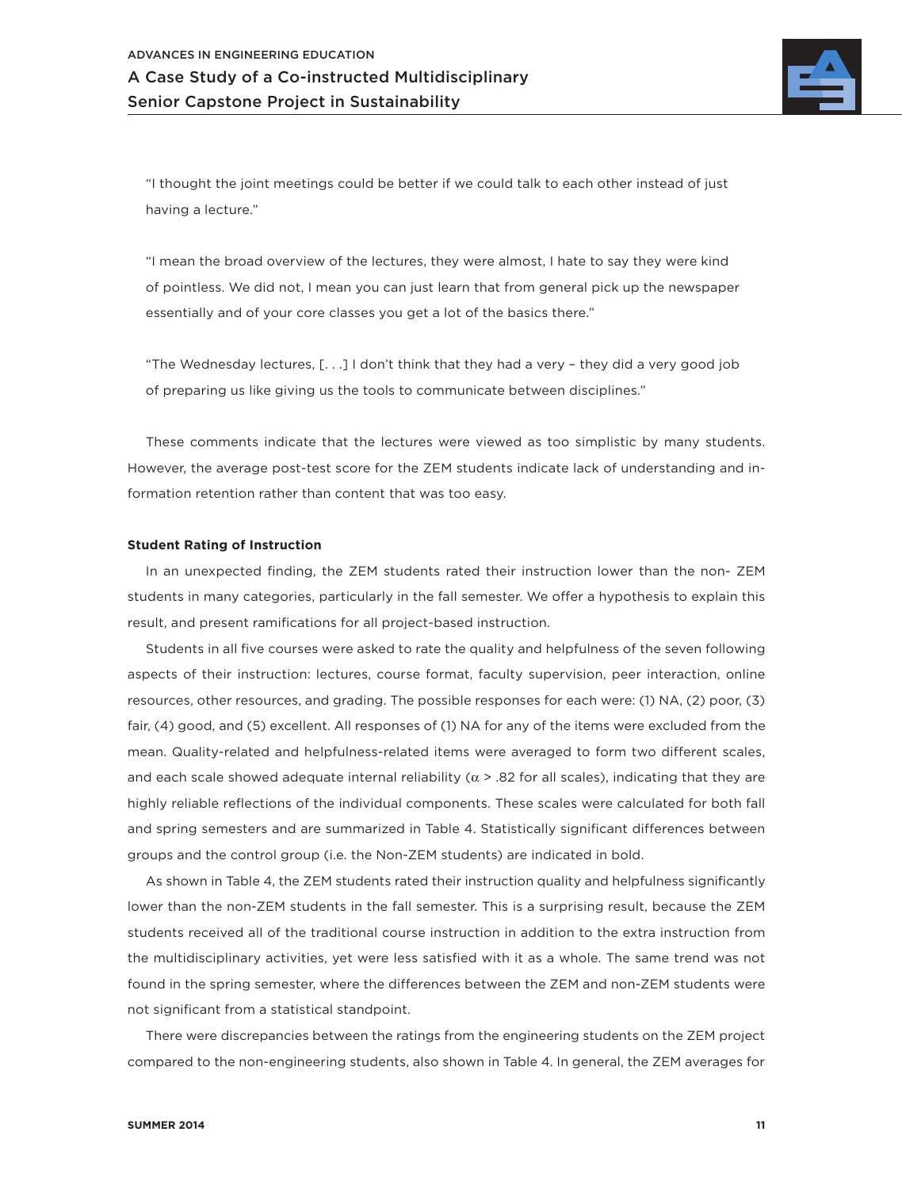"I thought the joint meetings could be better if we could talk to each other instead of just having a lecture."

"I mean the broad overview of the lectures, they were almost, I hate to say they were kind of pointless. We did not, I mean you can just learn that from general pick up the newspaper essentially and of your core classes you get a lot of the basics there."

"The Wednesday lectures, [. . .] I don't think that they had a very – they did a very good job of preparing us like giving us the tools to communicate between disciplines."

These comments indicate that the lectures were viewed as too simplistic by many students. However, the average post-test score for the ZEM students indicate lack of understanding and information retention rather than content that was too easy.

**Student Rating of Instruction**

In an unexpected finding, the ZEM students rated their instruction lower than the non- ZEM students in many categories, particularly in the fall semester. We offer a hypothesis to explain this result, and present ramifications for all project-based instruction.

Students in all five courses were asked to rate the quality and helpfulness of the seven following aspects of their instruction: lectures, course format, faculty supervision, peer interaction, online resources, other resources, and grading. The possible responses for each were: (1) NA, (2) poor, (3) fair, (4) good, and (5) excellent. All responses of (1) NA for any of the items were excluded from the mean. Quality-related and helpfulness-related items were averaged to form two different scales, and each scale showed adequate internal reliability ($\alpha$ > .82 for all scales), indicating that they are highly reliable reflections of the individual components. These scales were calculated for both fall and spring semesters and are summarized in Table 4. Statistically significant differences between groups and the control group (i.e. the Non-ZEM students) are indicated in bold.

As shown in Table 4, the ZEM students rated their instruction quality and helpfulness significantly lower than the non-ZEM students in the fall semester. This is a surprising result, because the ZEM students received all of the traditional course instruction in addition to the extra instruction from the multidisciplinary activities, yet were less satisfied with it as a whole. The same trend was not found in the spring semester, where the differences between the ZEM and non-ZEM students were not significant from a statistical standpoint.

There were discrepancies between the ratings from the engineering students on the ZEM project compared to the non-engineering students, also shown in Table 4. In general, the ZEM averages for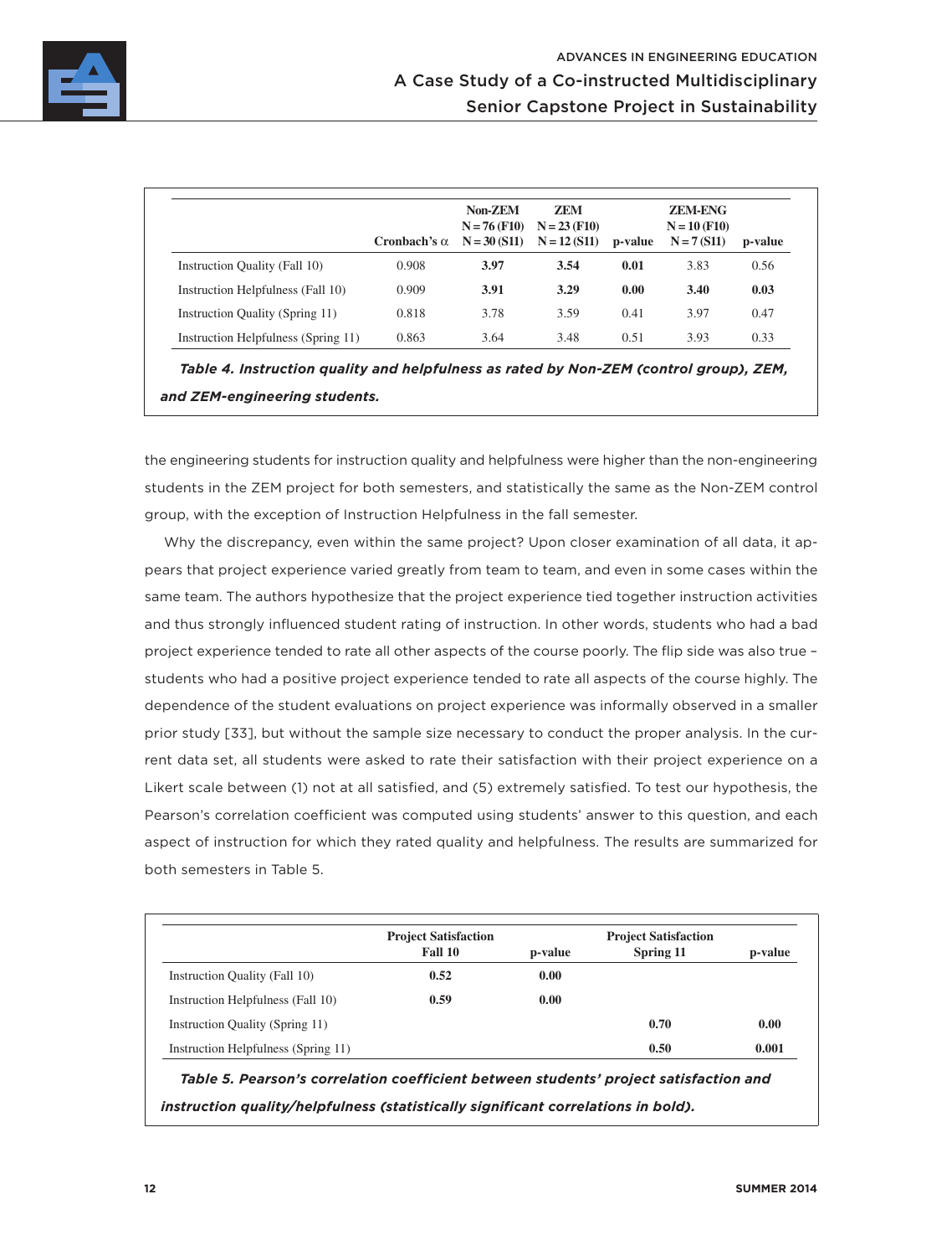| | Cronbach's α | Non-ZEM N = 76 (F10) N = 30 (S11) | ZEM N = 23 (F10) N = 12 (S11) | p-value | ZEM-ENG N = 10 (F10) N = 7 (S11) | p-value |
|---|---|---|---|---|---|---|
| Instruction Quality (Fall 10) | 0.908 | **3.97** | **3.54** | **0.01** | 3.83 | 0.56 |
| Instruction Helpfulness (Fall 10) | 0.909 | **3.91** | **3.29** | **0.00** | **3.40** | **0.03** |
| Instruction Quality (Spring 11) | 0.818 | 3.78 | 3.59 | 0.41 | 3.97 | 0.47 |
| Instruction Helpfulness (Spring 11) | 0.863 | 3.64 | 3.48 | 0.51 | 3.93 | 0.33 |

***Table 4. Instruction quality and helpfulness as rated by Non-ZEM (control group), ZEM, and ZEM-engineering students.***

the engineering students for instruction quality and helpfulness were higher than the non-engineering students in the ZEM project for both semesters, and statistically the same as the Non-ZEM control group, with the exception of Instruction Helpfulness in the fall semester.

Why the discrepancy, even within the same project? Upon closer examination of all data, it appears that project experience varied greatly from team to team, and even in some cases within the same team. The authors hypothesize that the project experience tied together instruction activities and thus strongly influenced student rating of instruction. In other words, students who had a bad project experience tended to rate all other aspects of the course poorly. The flip side was also true – students who had a positive project experience tended to rate all aspects of the course highly. The dependence of the student evaluations on project experience was informally observed in a smaller prior study [33], but without the sample size necessary to conduct the proper analysis. In the current data set, all students were asked to rate their satisfaction with their project experience on a Likert scale between (1) not at all satisfied, and (5) extremely satisfied. To test our hypothesis, the Pearson's correlation coefficient was computed using students' answer to this question, and each aspect of instruction for which they rated quality and helpfulness. The results are summarized for both semesters in Table 5.

| | Project Satisfaction Fall 10 | p-value | Project Satisfaction Spring 11 | p-value |
|---|---|---|---|---|
| Instruction Quality (Fall 10) | **0.52** | **0.00** | | |
| Instruction Helpfulness (Fall 10) | **0.59** | **0.00** | | |
| Instruction Quality (Spring 11) | | | **0.70** | **0.00** |
| Instruction Helpfulness (Spring 11) | | | **0.50** | **0.001** |

***Table 5. Pearson's correlation coefficient between students' project satisfaction and instruction quality/helpfulness (statistically significant correlations in bold).***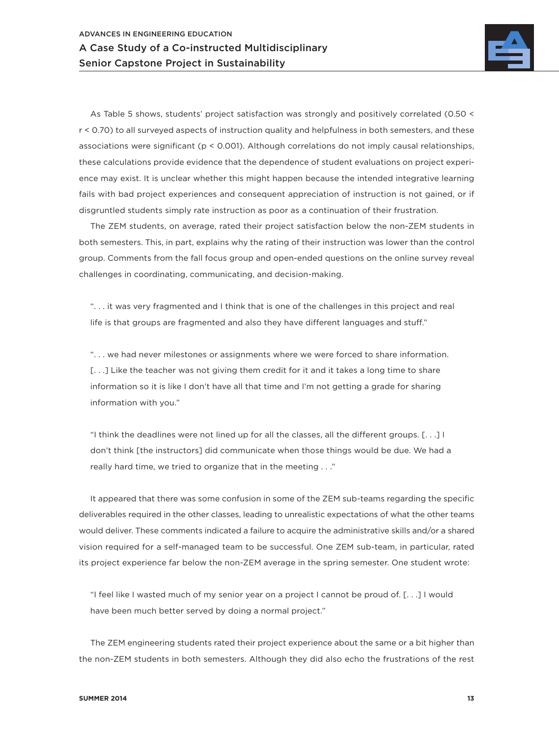As Table 5 shows, students' project satisfaction was strongly and positively correlated ($0.50 < r < 0.70$) to all surveyed aspects of instruction quality and helpfulness in both semesters, and these associations were significant ($p < 0.001$). Although correlations do not imply causal relationships, these calculations provide evidence that the dependence of student evaluations on project experience may exist. It is unclear whether this might happen because the intended integrative learning fails with bad project experiences and consequent appreciation of instruction is not gained, or if disgruntled students simply rate instruction as poor as a continuation of their frustration.

The ZEM students, on average, rated their project satisfaction below the non-ZEM students in both semesters. This, in part, explains why the rating of their instruction was lower than the control group. Comments from the fall focus group and open-ended questions on the online survey reveal challenges in coordinating, communicating, and decision-making.

> ". . . it was very fragmented and I think that is one of the challenges in this project and real life is that groups are fragmented and also they have different languages and stuff."

> ". . . we had never milestones or assignments where we were forced to share information. [. . .] Like the teacher was not giving them credit for it and it takes a long time to share information so it is like I don't have all that time and I'm not getting a grade for sharing information with you."

> "I think the deadlines were not lined up for all the classes, all the different groups. [. . .] I don't think [the instructors] did communicate when those things would be due. We had a really hard time, we tried to organize that in the meeting . . ."

It appeared that there was some confusion in some of the ZEM sub-teams regarding the specific deliverables required in the other classes, leading to unrealistic expectations of what the other teams would deliver. These comments indicated a failure to acquire the administrative skills and/or a shared vision required for a self-managed team to be successful. One ZEM sub-team, in particular, rated its project experience far below the non-ZEM average in the spring semester. One student wrote:

> "I feel like I wasted much of my senior year on a project I cannot be proud of. [. . .] I would have been much better served by doing a normal project."

The ZEM engineering students rated their project experience about the same or a bit higher than the non-ZEM students in both semesters. Although they did also echo the frustrations of the rest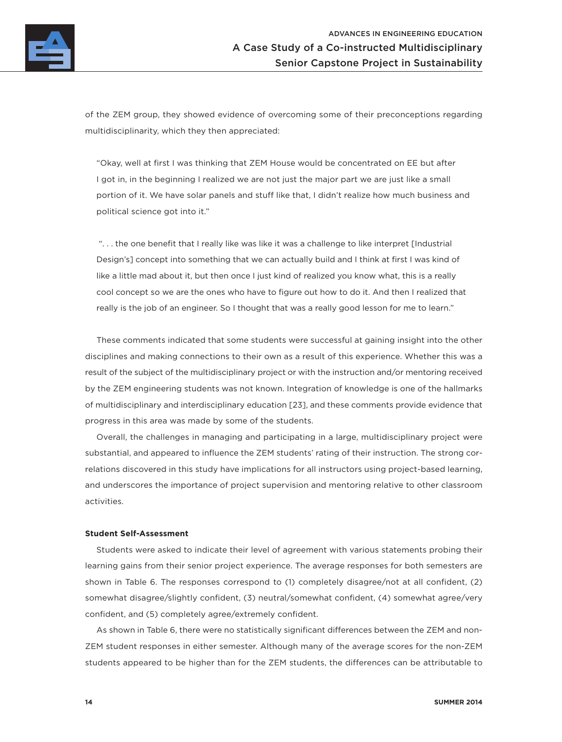of the ZEM group, they showed evidence of overcoming some of their preconceptions regarding multidisciplinarity, which they then appreciated:

> "Okay, well at first I was thinking that ZEM House would be concentrated on EE but after I got in, in the beginning I realized we are not just the major part we are just like a small portion of it. We have solar panels and stuff like that, I didn't realize how much business and political science got into it."

> ". . . the one benefit that I really like was like it was a challenge to like interpret [Industrial Design's] concept into something that we can actually build and I think at first I was kind of like a little mad about it, but then once I just kind of realized you know what, this is a really cool concept so we are the ones who have to figure out how to do it. And then I realized that really is the job of an engineer. So I thought that was a really good lesson for me to learn."

These comments indicated that some students were successful at gaining insight into the other disciplines and making connections to their own as a result of this experience. Whether this was a result of the subject of the multidisciplinary project or with the instruction and/or mentoring received by the ZEM engineering students was not known. Integration of knowledge is one of the hallmarks of multidisciplinary and interdisciplinary education [23], and these comments provide evidence that progress in this area was made by some of the students.

Overall, the challenges in managing and participating in a large, multidisciplinary project were substantial, and appeared to influence the ZEM students' rating of their instruction. The strong correlations discovered in this study have implications for all instructors using project-based learning, and underscores the importance of project supervision and mentoring relative to other classroom activities.

**Student Self-Assessment**

Students were asked to indicate their level of agreement with various statements probing their learning gains from their senior project experience. The average responses for both semesters are shown in Table 6. The responses correspond to (1) completely disagree/not at all confident, (2) somewhat disagree/slightly confident, (3) neutral/somewhat confident, (4) somewhat agree/very confident, and (5) completely agree/extremely confident.

As shown in Table 6, there were no statistically significant differences between the ZEM and non-ZEM student responses in either semester. Although many of the average scores for the non-ZEM students appeared to be higher than for the ZEM students, the differences can be attributable to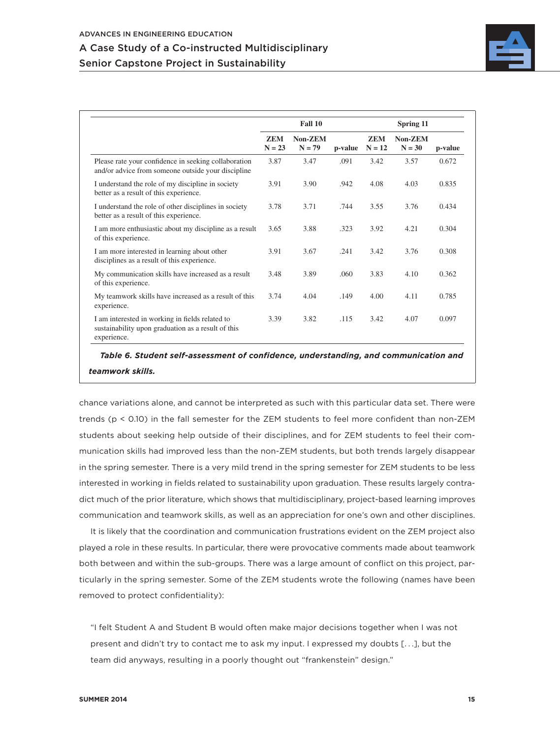| | Fall 10 | | | Spring 11 | | |
|---|---|---|---|---|---|---|
| | ZEM N = 23 | Non-ZEM N = 79 | p-value | ZEM N = 12 | Non-ZEM N = 30 | p-value |
| Please rate your confidence in seeking collaboration and/or advice from someone outside your discipline | 3.87 | 3.47 | .091 | 3.42 | 3.57 | 0.672 |
| I understand the role of my discipline in society better as a result of this experience. | 3.91 | 3.90 | .942 | 4.08 | 4.03 | 0.835 |
| I understand the role of other disciplines in society better as a result of this experience. | 3.78 | 3.71 | .744 | 3.55 | 3.76 | 0.434 |
| I am more enthusiastic about my discipline as a result of this experience. | 3.65 | 3.88 | .323 | 3.92 | 4.21 | 0.304 |
| I am more interested in learning about other disciplines as a result of this experience. | 3.91 | 3.67 | .241 | 3.42 | 3.76 | 0.308 |
| My communication skills have increased as a result of this experience. | 3.48 | 3.89 | .060 | 3.83 | 4.10 | 0.362 |
| My teamwork skills have increased as a result of this experience. | 3.74 | 4.04 | .149 | 4.00 | 4.11 | 0.785 |
| I am interested in working in fields related to sustainability upon graduation as a result of this experience. | 3.39 | 3.82 | .115 | 3.42 | 4.07 | 0.097 |

***Table 6. Student self-assessment of confidence, understanding, and communication and teamwork skills.***

chance variations alone, and cannot be interpreted as such with this particular data set. There were trends ($p < 0.10$) in the fall semester for the ZEM students to feel more confident than non-ZEM students about seeking help outside of their disciplines, and for ZEM students to feel their communication skills had improved less than the non-ZEM students, but both trends largely disappear in the spring semester. There is a very mild trend in the spring semester for ZEM students to be less interested in working in fields related to sustainability upon graduation. These results largely contradict much of the prior literature, which shows that multidisciplinary, project-based learning improves communication and teamwork skills, as well as an appreciation for one's own and other disciplines.

It is likely that the coordination and communication frustrations evident on the ZEM project also played a role in these results. In particular, there were provocative comments made about teamwork both between and within the sub-groups. There was a large amount of conflict on this project, particularly in the spring semester. Some of the ZEM students wrote the following (names have been removed to protect confidentiality):

> "I felt Student A and Student B would often make major decisions together when I was not present and didn't try to contact me to ask my input. I expressed my doubts [...], but the team did anyways, resulting in a poorly thought out "frankenstein" design."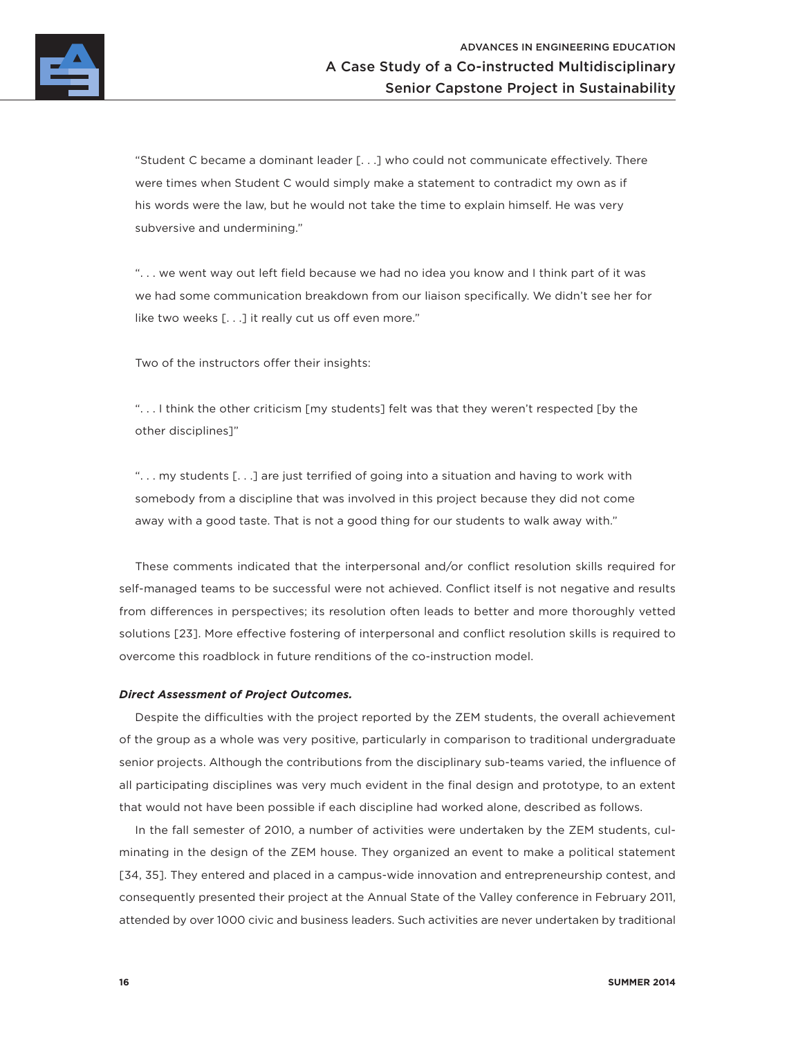"Student C became a dominant leader [. . .] who could not communicate effectively. There were times when Student C would simply make a statement to contradict my own as if his words were the law, but he would not take the time to explain himself. He was very subversive and undermining."

". . . we went way out left field because we had no idea you know and I think part of it was we had some communication breakdown from our liaison specifically. We didn't see her for like two weeks [. . .] it really cut us off even more."

Two of the instructors offer their insights:

". . . I think the other criticism [my students] felt was that they weren't respected [by the other disciplines]"

". . . my students [. . .] are just terrified of going into a situation and having to work with somebody from a discipline that was involved in this project because they did not come away with a good taste. That is not a good thing for our students to walk away with."

These comments indicated that the interpersonal and/or conflict resolution skills required for self-managed teams to be successful were not achieved. Conflict itself is not negative and results from differences in perspectives; its resolution often leads to better and more thoroughly vetted solutions [23]. More effective fostering of interpersonal and conflict resolution skills is required to overcome this roadblock in future renditions of the co-instruction model.

***Direct Assessment of Project Outcomes.***

Despite the difficulties with the project reported by the ZEM students, the overall achievement of the group as a whole was very positive, particularly in comparison to traditional undergraduate senior projects. Although the contributions from the disciplinary sub-teams varied, the influence of all participating disciplines was very much evident in the final design and prototype, to an extent that would not have been possible if each discipline had worked alone, described as follows.

In the fall semester of 2010, a number of activities were undertaken by the ZEM students, culminating in the design of the ZEM house. They organized an event to make a political statement [34, 35]. They entered and placed in a campus-wide innovation and entrepreneurship contest, and consequently presented their project at the Annual State of the Valley conference in February 2011, attended by over 1000 civic and business leaders. Such activities are never undertaken by traditional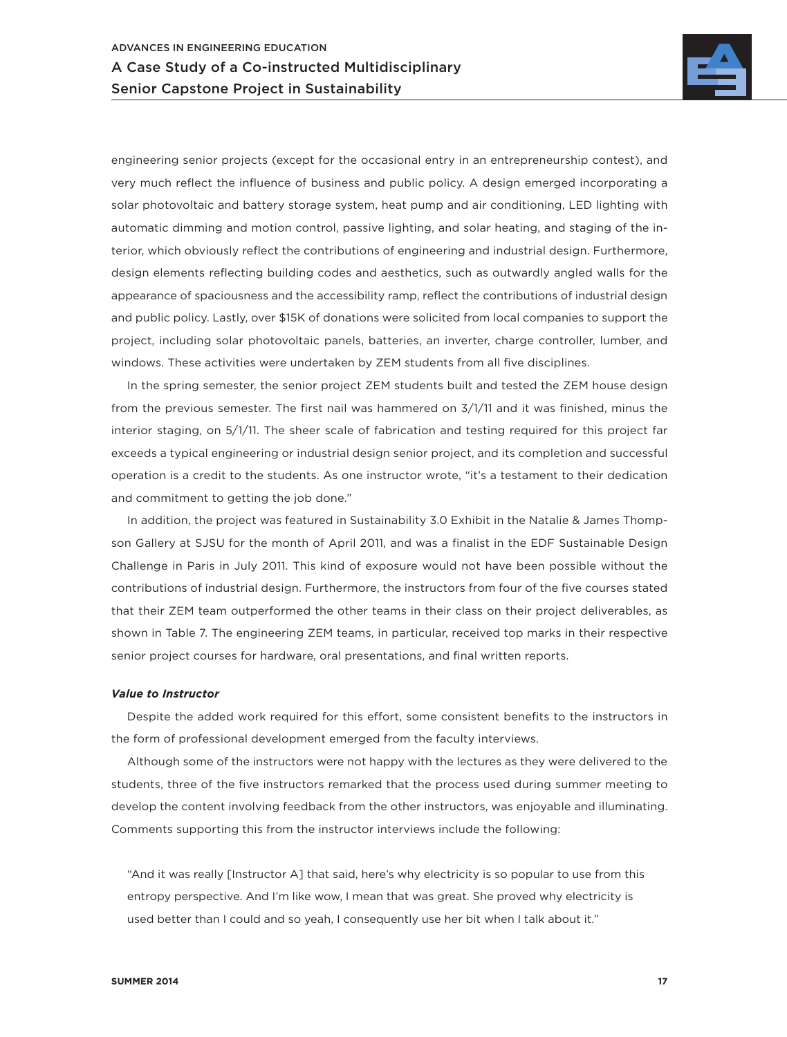engineering senior projects (except for the occasional entry in an entrepreneurship contest), and very much reflect the influence of business and public policy. A design emerged incorporating a solar photovoltaic and battery storage system, heat pump and air conditioning, LED lighting with automatic dimming and motion control, passive lighting, and solar heating, and staging of the interior, which obviously reflect the contributions of engineering and industrial design. Furthermore, design elements reflecting building codes and aesthetics, such as outwardly angled walls for the appearance of spaciousness and the accessibility ramp, reflect the contributions of industrial design and public policy. Lastly, over $15K of donations were solicited from local companies to support the project, including solar photovoltaic panels, batteries, an inverter, charge controller, lumber, and windows. These activities were undertaken by ZEM students from all five disciplines.

In the spring semester, the senior project ZEM students built and tested the ZEM house design from the previous semester. The first nail was hammered on 3/1/11 and it was finished, minus the interior staging, on 5/1/11. The sheer scale of fabrication and testing required for this project far exceeds a typical engineering or industrial design senior project, and its completion and successful operation is a credit to the students. As one instructor wrote, "it's a testament to their dedication and commitment to getting the job done."

In addition, the project was featured in Sustainability 3.0 Exhibit in the Natalie & James Thompson Gallery at SJSU for the month of April 2011, and was a finalist in the EDF Sustainable Design Challenge in Paris in July 2011. This kind of exposure would not have been possible without the contributions of industrial design. Furthermore, the instructors from four of the five courses stated that their ZEM team outperformed the other teams in their class on their project deliverables, as shown in Table 7. The engineering ZEM teams, in particular, received top marks in their respective senior project courses for hardware, oral presentations, and final written reports.

***Value to Instructor***

Despite the added work required for this effort, some consistent benefits to the instructors in the form of professional development emerged from the faculty interviews.

Although some of the instructors were not happy with the lectures as they were delivered to the students, three of the five instructors remarked that the process used during summer meeting to develop the content involving feedback from the other instructors, was enjoyable and illuminating. Comments supporting this from the instructor interviews include the following:

> "And it was really [Instructor A] that said, here's why electricity is so popular to use from this entropy perspective. And I'm like wow, I mean that was great. She proved why electricity is used better than I could and so yeah, I consequently use her bit when I talk about it."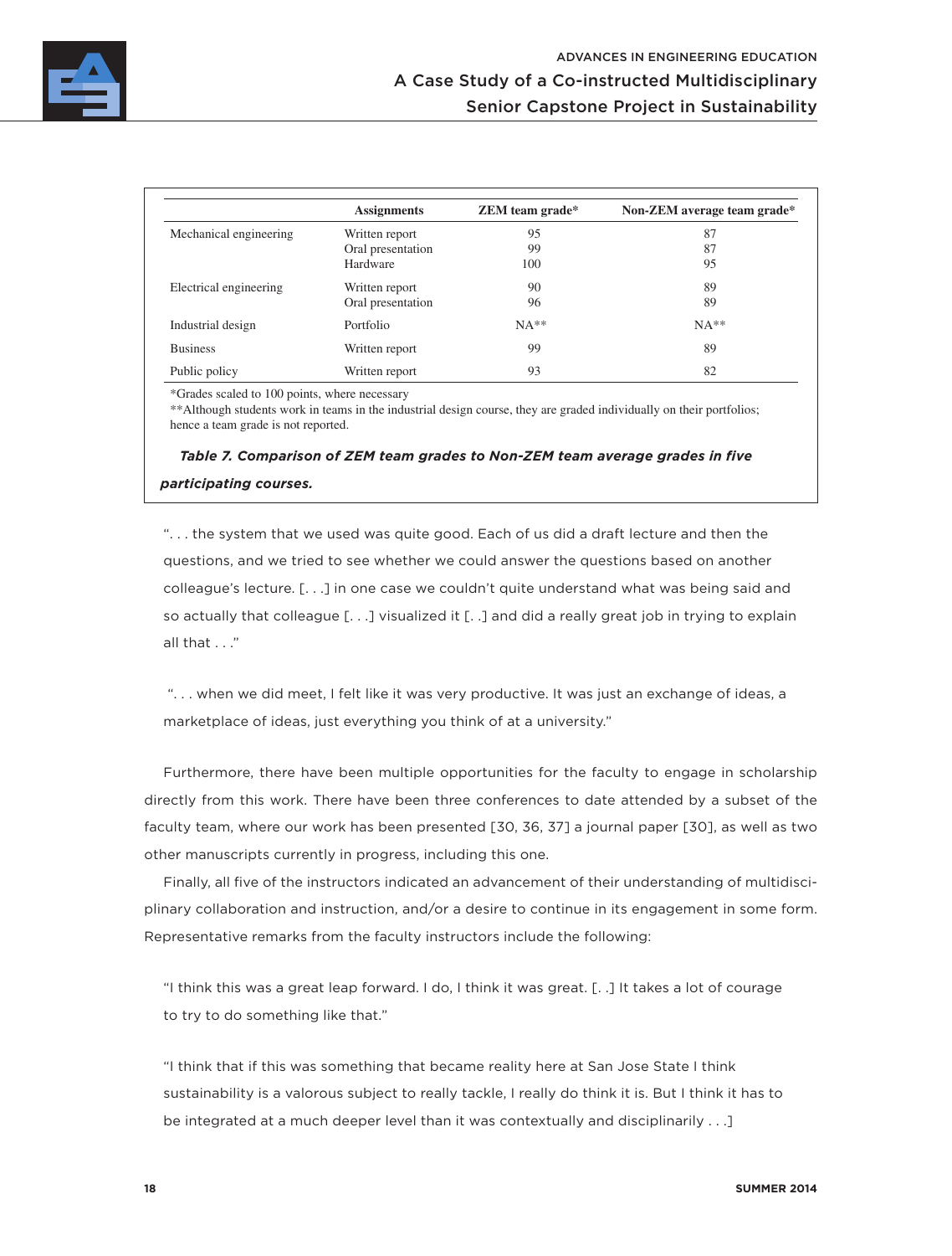| | Assignments | ZEM team grade* | Non-ZEM average team grade* |
|---|---|---|---|
| Mechanical engineering | Written report | 95 | 87 |
| | Oral presentation | 99 | 87 |
| | Hardware | 100 | 95 |
| Electrical engineering | Written report | 90 | 89 |
| | Oral presentation | 96 | 89 |
| Industrial design | Portfolio | NA** | NA** |
| Business | Written report | 99 | 89 |
| Public policy | Written report | 93 | 82 |

*Grades scaled to 100 points, where necessary
**Although students work in teams in the industrial design course, they are graded individually on their portfolios; hence a team grade is not reported.

***Table 7. Comparison of ZEM team grades to Non-ZEM team average grades in five participating courses.***

> ". . . the system that we used was quite good. Each of us did a draft lecture and then the questions, and we tried to see whether we could answer the questions based on another colleague's lecture. [. . .] in one case we couldn't quite understand what was being said and so actually that colleague [. . .] visualized it [. .] and did a really great job in trying to explain all that . . ."

> ". . . when we did meet, I felt like it was very productive. It was just an exchange of ideas, a marketplace of ideas, just everything you think of at a university."

Furthermore, there have been multiple opportunities for the faculty to engage in scholarship directly from this work. There have been three conferences to date attended by a subset of the faculty team, where our work has been presented [30, 36, 37] a journal paper [30], as well as two other manuscripts currently in progress, including this one.

Finally, all five of the instructors indicated an advancement of their understanding of multidisciplinary collaboration and instruction, and/or a desire to continue in its engagement in some form. Representative remarks from the faculty instructors include the following:

> "I think this was a great leap forward. I do, I think it was great. [. .] It takes a lot of courage to try to do something like that."

> "I think that if this was something that became reality here at San Jose State I think sustainability is a valorous subject to really tackle, I really do think it is. But I think it has to be integrated at a much deeper level than it was contextually and disciplinarily . . .]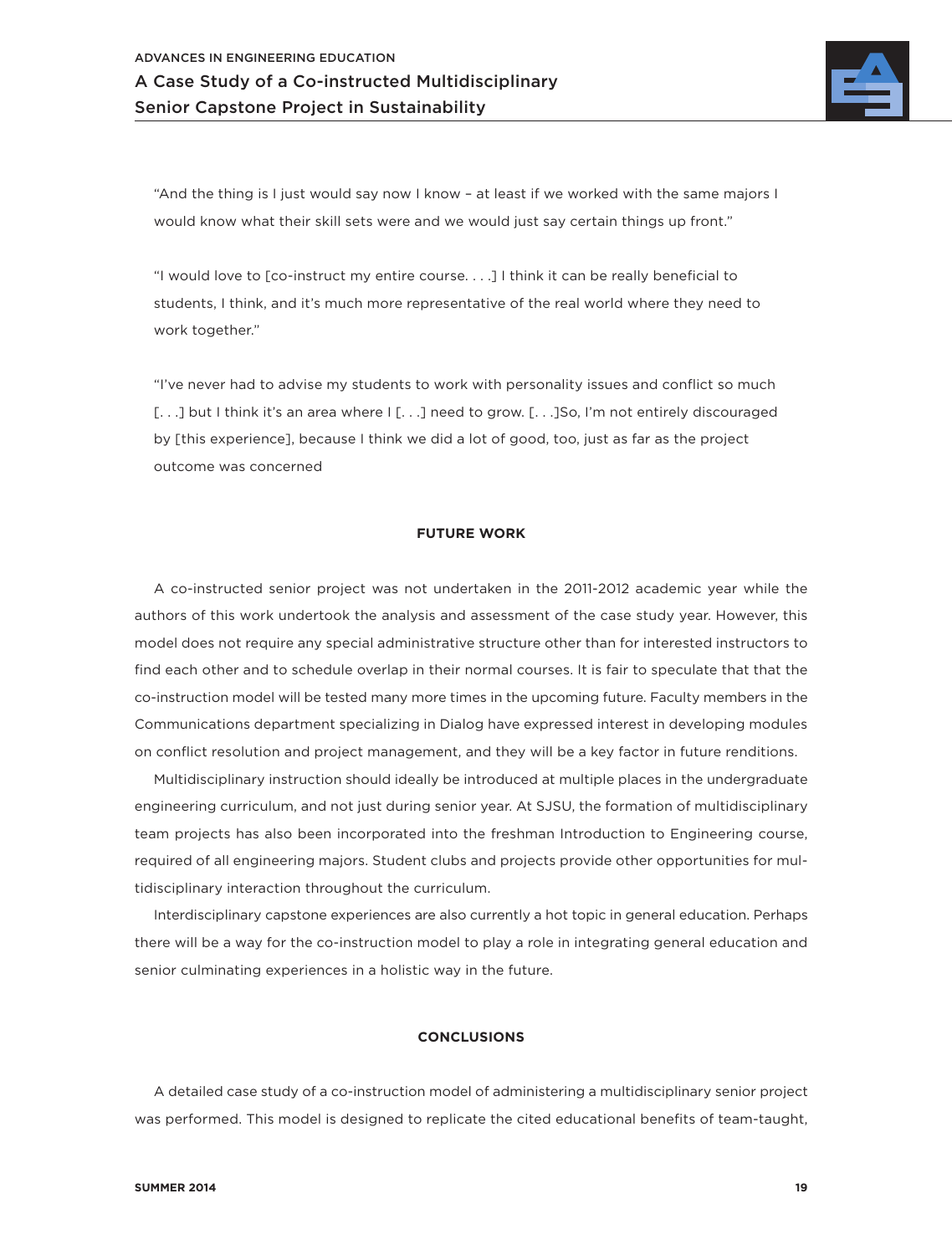"And the thing is I just would say now I know – at least if we worked with the same majors I would know what their skill sets were and we would just say certain things up front."

"I would love to [co-instruct my entire course. . . .] I think it can be really beneficial to students, I think, and it's much more representative of the real world where they need to work together."

"I've never had to advise my students to work with personality issues and conflict so much [. . .] but I think it's an area where I [. . .] need to grow. [. . .]So, I'm not entirely discouraged by [this experience], because I think we did a lot of good, too, just as far as the project outcome was concerned

## FUTURE WORK

A co-instructed senior project was not undertaken in the 2011-2012 academic year while the authors of this work undertook the analysis and assessment of the case study year. However, this model does not require any special administrative structure other than for interested instructors to find each other and to schedule overlap in their normal courses. It is fair to speculate that that the co-instruction model will be tested many more times in the upcoming future. Faculty members in the Communications department specializing in Dialog have expressed interest in developing modules on conflict resolution and project management, and they will be a key factor in future renditions.

Multidisciplinary instruction should ideally be introduced at multiple places in the undergraduate engineering curriculum, and not just during senior year. At SJSU, the formation of multidisciplinary team projects has also been incorporated into the freshman Introduction to Engineering course, required of all engineering majors. Student clubs and projects provide other opportunities for multidisciplinary interaction throughout the curriculum.

Interdisciplinary capstone experiences are also currently a hot topic in general education. Perhaps there will be a way for the co-instruction model to play a role in integrating general education and senior culminating experiences in a holistic way in the future.

## CONCLUSIONS

A detailed case study of a co-instruction model of administering a multidisciplinary senior project was performed. This model is designed to replicate the cited educational benefits of team-taught,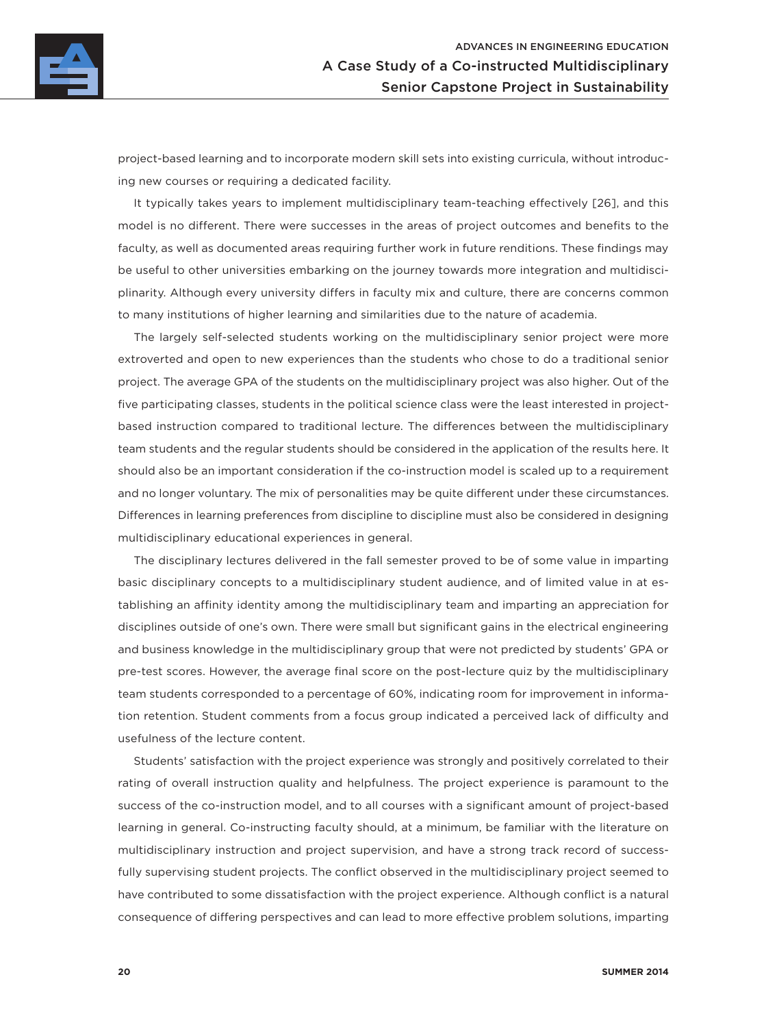project-based learning and to incorporate modern skill sets into existing curricula, without introducing new courses or requiring a dedicated facility.

It typically takes years to implement multidisciplinary team-teaching effectively [26], and this model is no different. There were successes in the areas of project outcomes and benefits to the faculty, as well as documented areas requiring further work in future renditions. These findings may be useful to other universities embarking on the journey towards more integration and multidisciplinarity. Although every university differs in faculty mix and culture, there are concerns common to many institutions of higher learning and similarities due to the nature of academia.

The largely self-selected students working on the multidisciplinary senior project were more extroverted and open to new experiences than the students who chose to do a traditional senior project. The average GPA of the students on the multidisciplinary project was also higher. Out of the five participating classes, students in the political science class were the least interested in project-based instruction compared to traditional lecture. The differences between the multidisciplinary team students and the regular students should be considered in the application of the results here. It should also be an important consideration if the co-instruction model is scaled up to a requirement and no longer voluntary. The mix of personalities may be quite different under these circumstances. Differences in learning preferences from discipline to discipline must also be considered in designing multidisciplinary educational experiences in general.

The disciplinary lectures delivered in the fall semester proved to be of some value in imparting basic disciplinary concepts to a multidisciplinary student audience, and of limited value in at establishing an affinity identity among the multidisciplinary team and imparting an appreciation for disciplines outside of one's own. There were small but significant gains in the electrical engineering and business knowledge in the multidisciplinary group that were not predicted by students' GPA or pre-test scores. However, the average final score on the post-lecture quiz by the multidisciplinary team students corresponded to a percentage of 60%, indicating room for improvement in information retention. Student comments from a focus group indicated a perceived lack of difficulty and usefulness of the lecture content.

Students' satisfaction with the project experience was strongly and positively correlated to their rating of overall instruction quality and helpfulness. The project experience is paramount to the success of the co-instruction model, and to all courses with a significant amount of project-based learning in general. Co-instructing faculty should, at a minimum, be familiar with the literature on multidisciplinary instruction and project supervision, and have a strong track record of successfully supervising student projects. The conflict observed in the multidisciplinary project seemed to have contributed to some dissatisfaction with the project experience. Although conflict is a natural consequence of differing perspectives and can lead to more effective problem solutions, imparting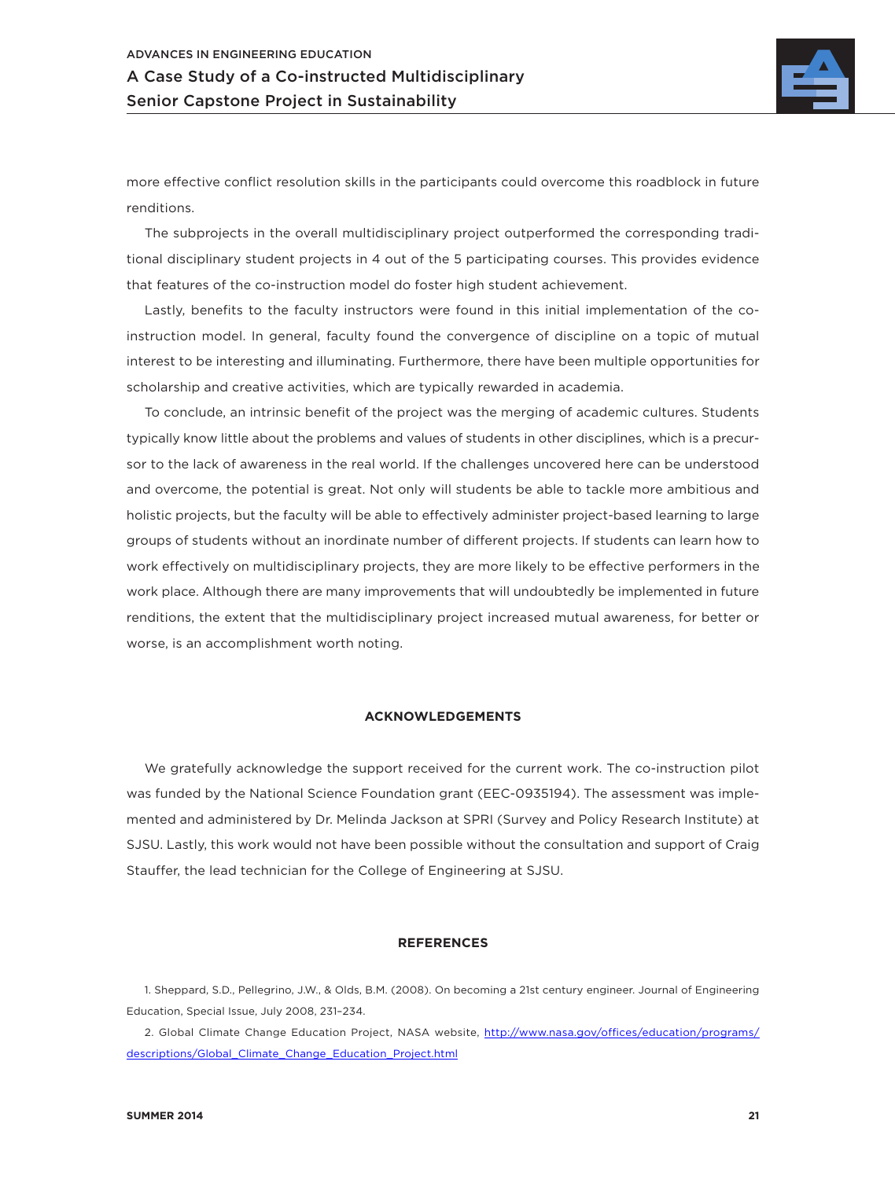more effective conflict resolution skills in the participants could overcome this roadblock in future renditions.

The subprojects in the overall multidisciplinary project outperformed the corresponding traditional disciplinary student projects in 4 out of the 5 participating courses. This provides evidence that features of the co-instruction model do foster high student achievement.

Lastly, benefits to the faculty instructors were found in this initial implementation of the co-instruction model. In general, faculty found the convergence of discipline on a topic of mutual interest to be interesting and illuminating. Furthermore, there have been multiple opportunities for scholarship and creative activities, which are typically rewarded in academia.

To conclude, an intrinsic benefit of the project was the merging of academic cultures. Students typically know little about the problems and values of students in other disciplines, which is a precursor to the lack of awareness in the real world. If the challenges uncovered here can be understood and overcome, the potential is great. Not only will students be able to tackle more ambitious and holistic projects, but the faculty will be able to effectively administer project-based learning to large groups of students without an inordinate number of different projects. If students can learn how to work effectively on multidisciplinary projects, they are more likely to be effective performers in the work place. Although there are many improvements that will undoubtedly be implemented in future renditions, the extent that the multidisciplinary project increased mutual awareness, for better or worse, is an accomplishment worth noting.

## ACKNOWLEDGEMENTS

We gratefully acknowledge the support received for the current work. The co-instruction pilot was funded by the National Science Foundation grant (EEC-0935194). The assessment was implemented and administered by Dr. Melinda Jackson at SPRI (Survey and Policy Research Institute) at SJSU. Lastly, this work would not have been possible without the consultation and support of Craig Stauffer, the lead technician for the College of Engineering at SJSU.

## REFERENCES

1. Sheppard, S.D., Pellegrino, J.W., & Olds, B.M. (2008). On becoming a 21st century engineer. Journal of Engineering Education, Special Issue, July 2008, 231–234.

2. Global Climate Change Education Project, NASA website, http://www.nasa.gov/offices/education/programs/descriptions/Global_Climate_Change_Education_Project.html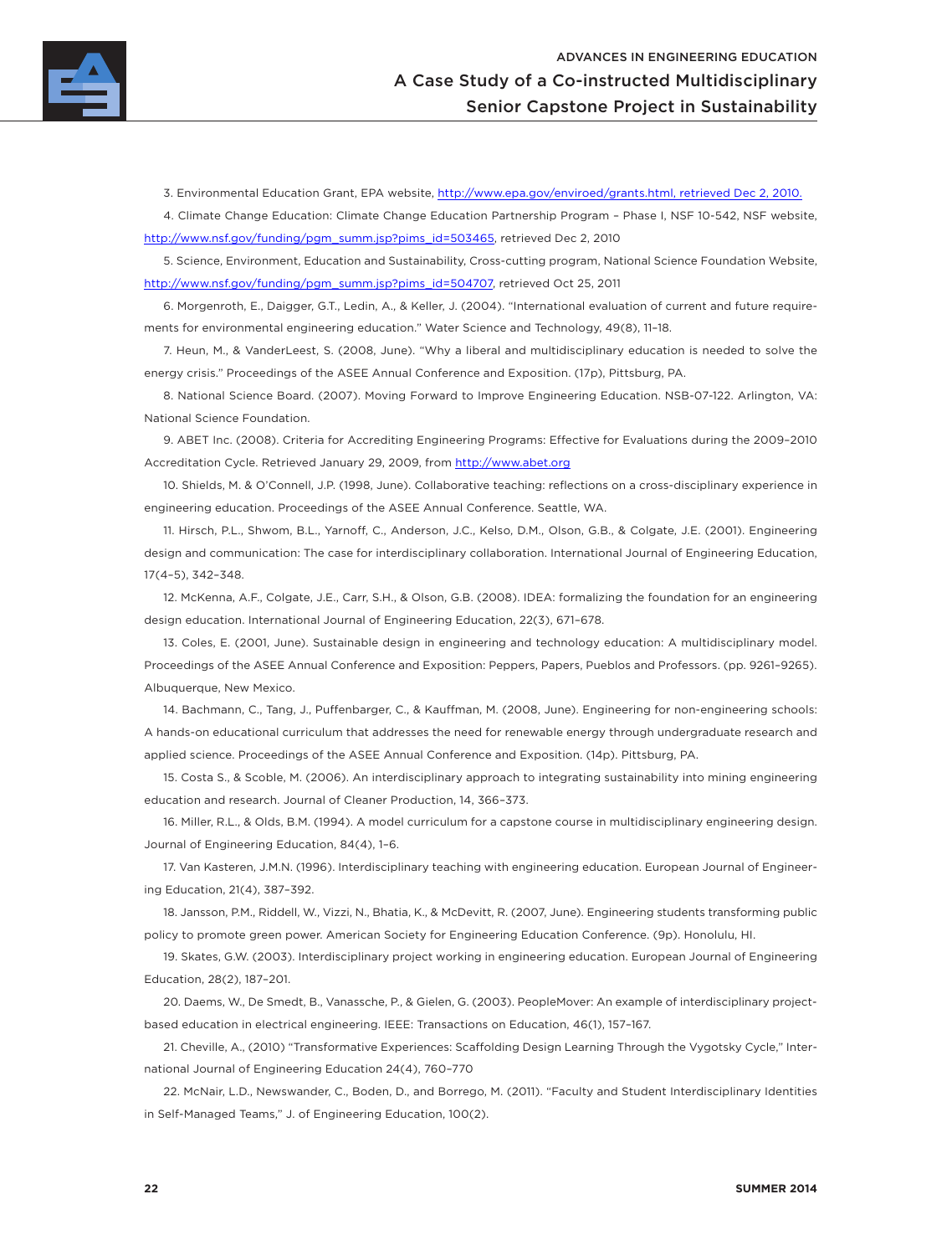3. Environmental Education Grant, EPA website, http://www.epa.gov/enviroed/grants.html, retrieved Dec 2, 2010.

4. Climate Change Education: Climate Change Education Partnership Program – Phase I, NSF 10-542, NSF website, http://www.nsf.gov/funding/pgm_summ.jsp?pims_id=503465, retrieved Dec 2, 2010

5. Science, Environment, Education and Sustainability, Cross-cutting program, National Science Foundation Website, http://www.nsf.gov/funding/pgm_summ.jsp?pims_id=504707, retrieved Oct 25, 2011

6. Morgenroth, E., Daigger, G.T., Ledin, A., & Keller, J. (2004). "International evaluation of current and future requirements for environmental engineering education." Water Science and Technology, 49(8), 11–18.

7. Heun, M., & VanderLeest, S. (2008, June). "Why a liberal and multidisciplinary education is needed to solve the energy crisis." Proceedings of the ASEE Annual Conference and Exposition. (17p), Pittsburg, PA.

8. National Science Board. (2007). Moving Forward to Improve Engineering Education. NSB-07-122. Arlington, VA: National Science Foundation.

9. ABET Inc. (2008). Criteria for Accrediting Engineering Programs: Effective for Evaluations during the 2009–2010 Accreditation Cycle. Retrieved January 29, 2009, from http://www.abet.org

10. Shields, M. & O'Connell, J.P. (1998, June). Collaborative teaching: reflections on a cross-disciplinary experience in engineering education. Proceedings of the ASEE Annual Conference. Seattle, WA.

11. Hirsch, P.L., Shwom, B.L., Yarnoff, C., Anderson, J.C., Kelso, D.M., Olson, G.B., & Colgate, J.E. (2001). Engineering design and communication: The case for interdisciplinary collaboration. International Journal of Engineering Education, 17(4–5), 342–348.

12. McKenna, A.F., Colgate, J.E., Carr, S.H., & Olson, G.B. (2008). IDEA: formalizing the foundation for an engineering design education. International Journal of Engineering Education, 22(3), 671–678.

13. Coles, E. (2001, June). Sustainable design in engineering and technology education: A multidisciplinary model. Proceedings of the ASEE Annual Conference and Exposition: Peppers, Papers, Pueblos and Professors. (pp. 9261–9265). Albuquerque, New Mexico.

14. Bachmann, C., Tang, J., Puffenbarger, C., & Kauffman, M. (2008, June). Engineering for non-engineering schools: A hands-on educational curriculum that addresses the need for renewable energy through undergraduate research and applied science. Proceedings of the ASEE Annual Conference and Exposition. (14p). Pittsburg, PA.

15. Costa S., & Scoble, M. (2006). An interdisciplinary approach to integrating sustainability into mining engineering education and research. Journal of Cleaner Production, 14, 366–373.

16. Miller, R.L., & Olds, B.M. (1994). A model curriculum for a capstone course in multidisciplinary engineering design. Journal of Engineering Education, 84(4), 1–6.

17. Van Kasteren, J.M.N. (1996). Interdisciplinary teaching with engineering education. European Journal of Engineering Education, 21(4), 387–392.

18. Jansson, P.M., Riddell, W., Vizzi, N., Bhatia, K., & McDevitt, R. (2007, June). Engineering students transforming public policy to promote green power. American Society for Engineering Education Conference. (9p). Honolulu, HI.

19. Skates, G.W. (2003). Interdisciplinary project working in engineering education. European Journal of Engineering Education, 28(2), 187–201.

20. Daems, W., De Smedt, B., Vanassche, P., & Gielen, G. (2003). PeopleMover: An example of interdisciplinary project-based education in electrical engineering. IEEE: Transactions on Education, 46(1), 157–167.

21. Cheville, A., (2010) "Transformative Experiences: Scaffolding Design Learning Through the Vygotsky Cycle," International Journal of Engineering Education 24(4), 760–770

22. McNair, L.D., Newswander, C., Boden, D., and Borrego, M. (2011). "Faculty and Student Interdisciplinary Identities in Self-Managed Teams," J. of Engineering Education, 100(2).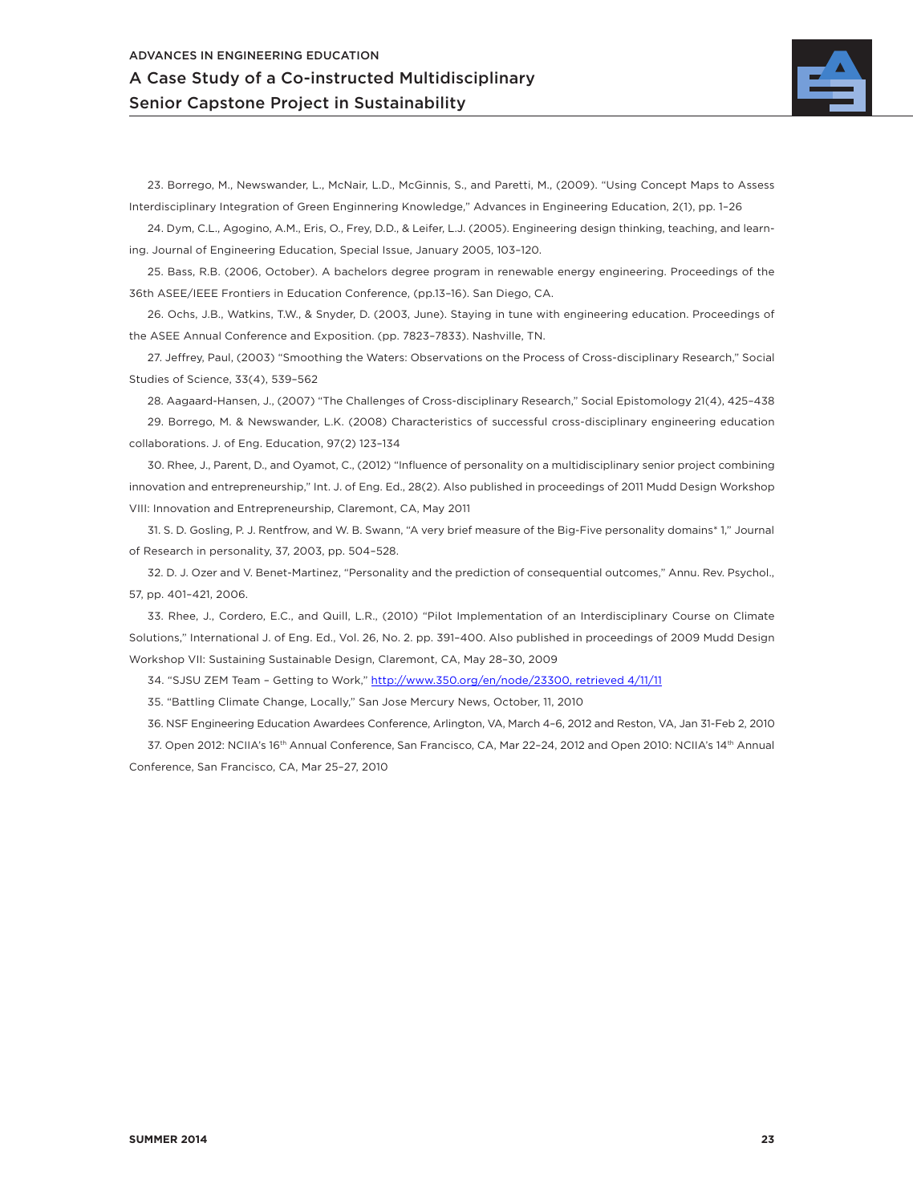23. Borrego, M., Newswander, L., McNair, L.D., McGinnis, S., and Paretti, M., (2009). "Using Concept Maps to Assess Interdisciplinary Integration of Green Enginnering Knowledge," Advances in Engineering Education, 2(1), pp. 1–26

24. Dym, C.L., Agogino, A.M., Eris, O., Frey, D.D., & Leifer, L.J. (2005). Engineering design thinking, teaching, and learning. Journal of Engineering Education, Special Issue, January 2005, 103–120.

25. Bass, R.B. (2006, October). A bachelors degree program in renewable energy engineering. Proceedings of the 36th ASEE/IEEE Frontiers in Education Conference, (pp.13–16). San Diego, CA.

26. Ochs, J.B., Watkins, T.W., & Snyder, D. (2003, June). Staying in tune with engineering education. Proceedings of the ASEE Annual Conference and Exposition. (pp. 7823–7833). Nashville, TN.

27. Jeffrey, Paul, (2003) "Smoothing the Waters: Observations on the Process of Cross-disciplinary Research," Social Studies of Science, 33(4), 539–562

28. Aagaard-Hansen, J., (2007) "The Challenges of Cross-disciplinary Research," Social Epistomology 21(4), 425–438

29. Borrego, M. & Newswander, L.K. (2008) Characteristics of successful cross-disciplinary engineering education collaborations. J. of Eng. Education, 97(2) 123–134

30. Rhee, J., Parent, D., and Oyamot, C., (2012) "Influence of personality on a multidisciplinary senior project combining innovation and entrepreneurship," Int. J. of Eng. Ed., 28(2). Also published in proceedings of 2011 Mudd Design Workshop VIII: Innovation and Entrepreneurship, Claremont, CA, May 2011

31. S. D. Gosling, P. J. Rentfrow, and W. B. Swann, "A very brief measure of the Big-Five personality domains* 1," Journal of Research in personality, 37, 2003, pp. 504–528.

32. D. J. Ozer and V. Benet-Martinez, "Personality and the prediction of consequential outcomes," Annu. Rev. Psychol., 57, pp. 401–421, 2006.

33. Rhee, J., Cordero, E.C., and Quill, L.R., (2010) "Pilot Implementation of an Interdisciplinary Course on Climate Solutions," International J. of Eng. Ed., Vol. 26, No. 2. pp. 391–400. Also published in proceedings of 2009 Mudd Design Workshop VII: Sustaining Sustainable Design, Claremont, CA, May 28–30, 2009

34. "SJSU ZEM Team – Getting to Work," http://www.350.org/en/node/23300, retrieved 4/11/11

35. "Battling Climate Change, Locally," San Jose Mercury News, October, 11, 2010

36. NSF Engineering Education Awardees Conference, Arlington, VA, March 4–6, 2012 and Reston, VA, Jan 31-Feb 2, 2010

37. Open 2012: NCIIA's 16th Annual Conference, San Francisco, CA, Mar 22–24, 2012 and Open 2010: NCIIA's 14th Annual Conference, San Francisco, CA, Mar 25–27, 2010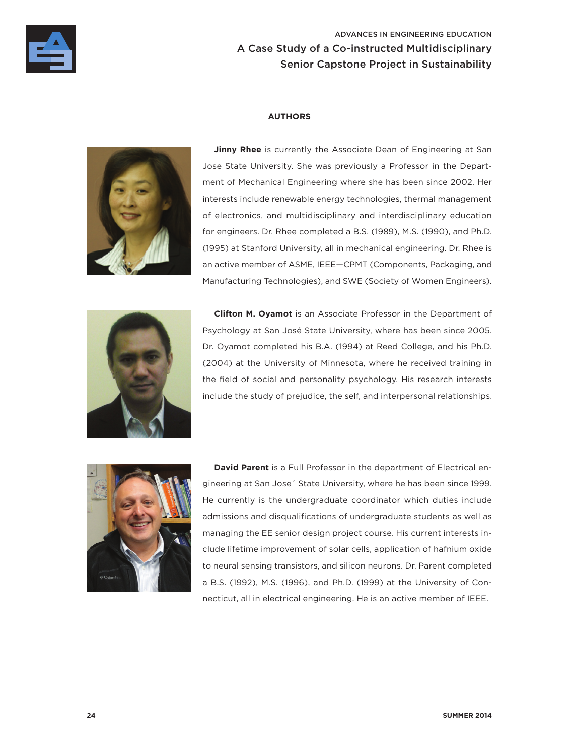## AUTHORS

**Jinny Rhee** is currently the Associate Dean of Engineering at San Jose State University. She was previously a Professor in the Department of Mechanical Engineering where she has been since 2002. Her interests include renewable energy technologies, thermal management of electronics, and multidisciplinary and interdisciplinary education for engineers. Dr. Rhee completed a B.S. (1989), M.S. (1990), and Ph.D. (1995) at Stanford University, all in mechanical engineering. Dr. Rhee is an active member of ASME, IEEE—CPMT (Components, Packaging, and Manufacturing Technologies), and SWE (Society of Women Engineers).

**Clifton M. Oyamot** is an Associate Professor in the Department of Psychology at San José State University, where has been since 2005. Dr. Oyamot completed his B.A. (1994) at Reed College, and his Ph.D. (2004) at the University of Minnesota, where he received training in the field of social and personality psychology. His research interests include the study of prejudice, the self, and interpersonal relationships.

**David Parent** is a Full Professor in the department of Electrical engineering at San Jose´ State University, where he has been since 1999. He currently is the undergraduate coordinator which duties include admissions and disqualifications of undergraduate students as well as managing the EE senior design project course. His current interests include lifetime improvement of solar cells, application of hafnium oxide to neural sensing transistors, and silicon neurons. Dr. Parent completed a B.S. (1992), M.S. (1996), and Ph.D. (1999) at the University of Connecticut, all in electrical engineering. He is an active member of IEEE.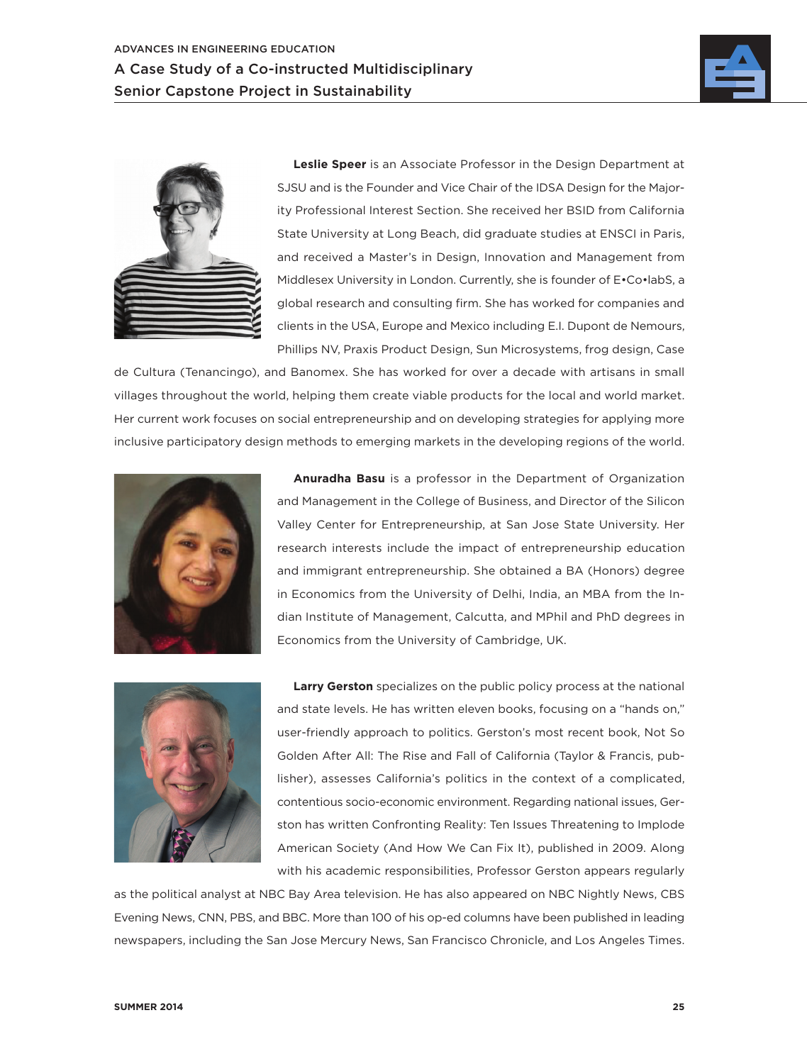**Leslie Speer** is an Associate Professor in the Design Department at SJSU and is the Founder and Vice Chair of the IDSA Design for the Majority Professional Interest Section. She received her BSID from California State University at Long Beach, did graduate studies at ENSCI in Paris, and received a Master's in Design, Innovation and Management from Middlesex University in London. Currently, she is founder of E•Co•labS, a global research and consulting firm. She has worked for companies and clients in the USA, Europe and Mexico including E.I. Dupont de Nemours, Phillips NV, Praxis Product Design, Sun Microsystems, frog design, Case de Cultura (Tenancingo), and Banomex. She has worked for over a decade with artisans in small villages throughout the world, helping them create viable products for the local and world market. Her current work focuses on social entrepreneurship and on developing strategies for applying more inclusive participatory design methods to emerging markets in the developing regions of the world.

**Anuradha Basu** is a professor in the Department of Organization and Management in the College of Business, and Director of the Silicon Valley Center for Entrepreneurship, at San Jose State University. Her research interests include the impact of entrepreneurship education and immigrant entrepreneurship. She obtained a BA (Honors) degree in Economics from the University of Delhi, India, an MBA from the Indian Institute of Management, Calcutta, and MPhil and PhD degrees in Economics from the University of Cambridge, UK.

**Larry Gerston** specializes on the public policy process at the national and state levels. He has written eleven books, focusing on a "hands on," user-friendly approach to politics. Gerston's most recent book, Not So Golden After All: The Rise and Fall of California (Taylor & Francis, publisher), assesses California's politics in the context of a complicated, contentious socio-economic environment. Regarding national issues, Gerston has written Confronting Reality: Ten Issues Threatening to Implode American Society (And How We Can Fix It), published in 2009. Along with his academic responsibilities, Professor Gerston appears regularly as the political analyst at NBC Bay Area television. He has also appeared on NBC Nightly News, CBS Evening News, CNN, PBS, and BBC. More than 100 of his op-ed columns have been published in leading newspapers, including the San Jose Mercury News, San Francisco Chronicle, and Los Angeles Times.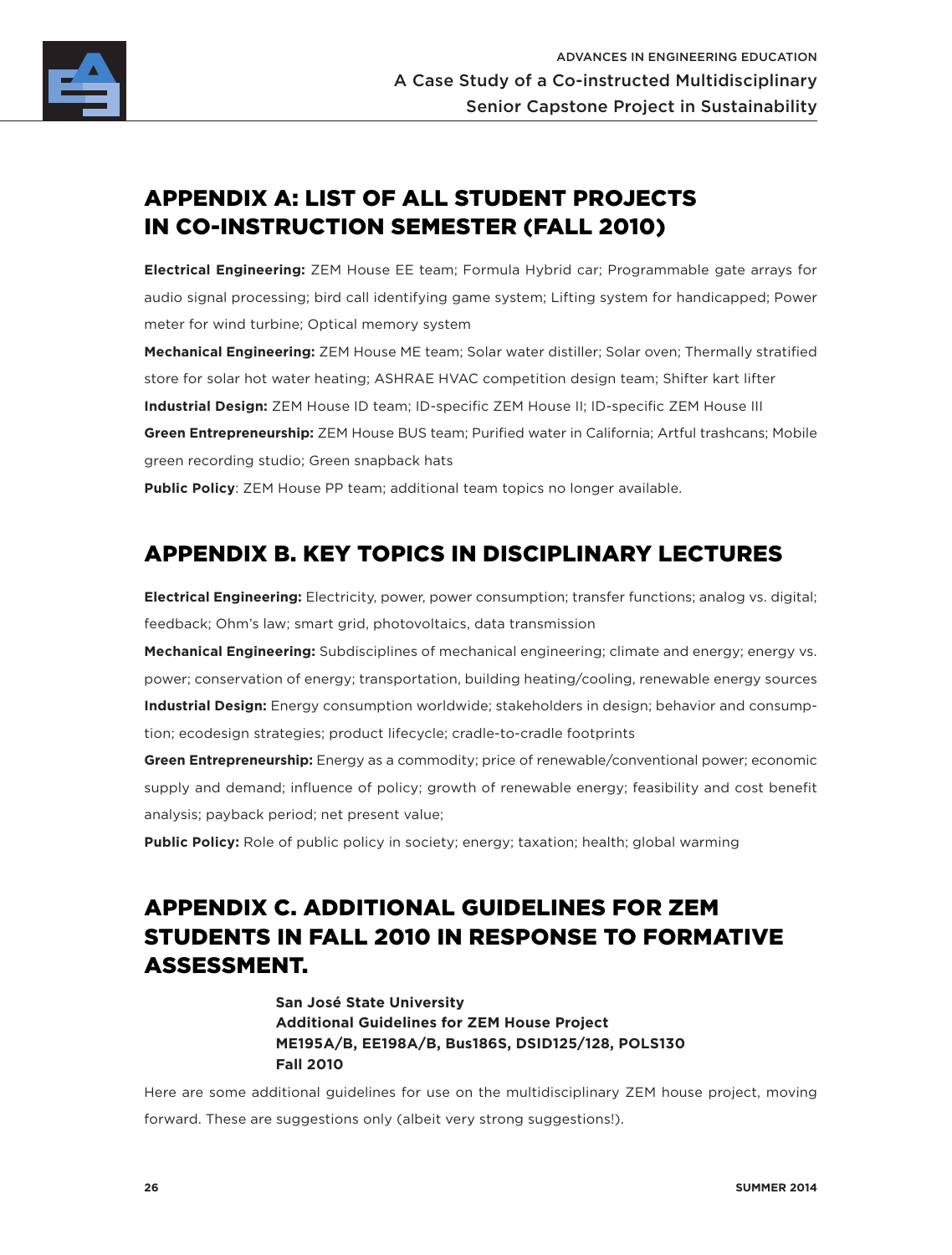## APPENDIX A: LIST OF ALL STUDENT PROJECTS IN CO-INSTRUCTION SEMESTER (FALL 2010)

**Electrical Engineering:** ZEM House EE team; Formula Hybrid car; Programmable gate arrays for audio signal processing; bird call identifying game system; Lifting system for handicapped; Power meter for wind turbine; Optical memory system

**Mechanical Engineering:** ZEM House ME team; Solar water distiller; Solar oven; Thermally stratified store for solar hot water heating; ASHRAE HVAC competition design team; Shifter kart lifter

**Industrial Design:** ZEM House ID team; ID-specific ZEM House II; ID-specific ZEM House III

**Green Entrepreneurship:** ZEM House BUS team; Purified water in California; Artful trashcans; Mobile green recording studio; Green snapback hats

**Public Policy**: ZEM House PP team; additional team topics no longer available.

## APPENDIX B. KEY TOPICS IN DISCIPLINARY LECTURES

**Electrical Engineering:** Electricity, power, power consumption; transfer functions; analog vs. digital; feedback; Ohm's law; smart grid, photovoltaics, data transmission

**Mechanical Engineering:** Subdisciplines of mechanical engineering; climate and energy; energy vs. power; conservation of energy; transportation, building heating/cooling, renewable energy sources

**Industrial Design:** Energy consumption worldwide; stakeholders in design; behavior and consumption; ecodesign strategies; product lifecycle; cradle-to-cradle footprints

**Green Entrepreneurship:** Energy as a commodity; price of renewable/conventional power; economic supply and demand; influence of policy; growth of renewable energy; feasibility and cost benefit analysis; payback period; net present value;

**Public Policy:** Role of public policy in society; energy; taxation; health; global warming

## APPENDIX C. ADDITIONAL GUIDELINES FOR ZEM STUDENTS IN FALL 2010 IN RESPONSE TO FORMATIVE ASSESSMENT.

**San José State University**
**Additional Guidelines for ZEM House Project**
**ME195A/B, EE198A/B, Bus186S, DSID125/128, POLS130**
**Fall 2010**

Here are some additional guidelines for use on the multidisciplinary ZEM house project, moving forward. These are suggestions only (albeit very strong suggestions!).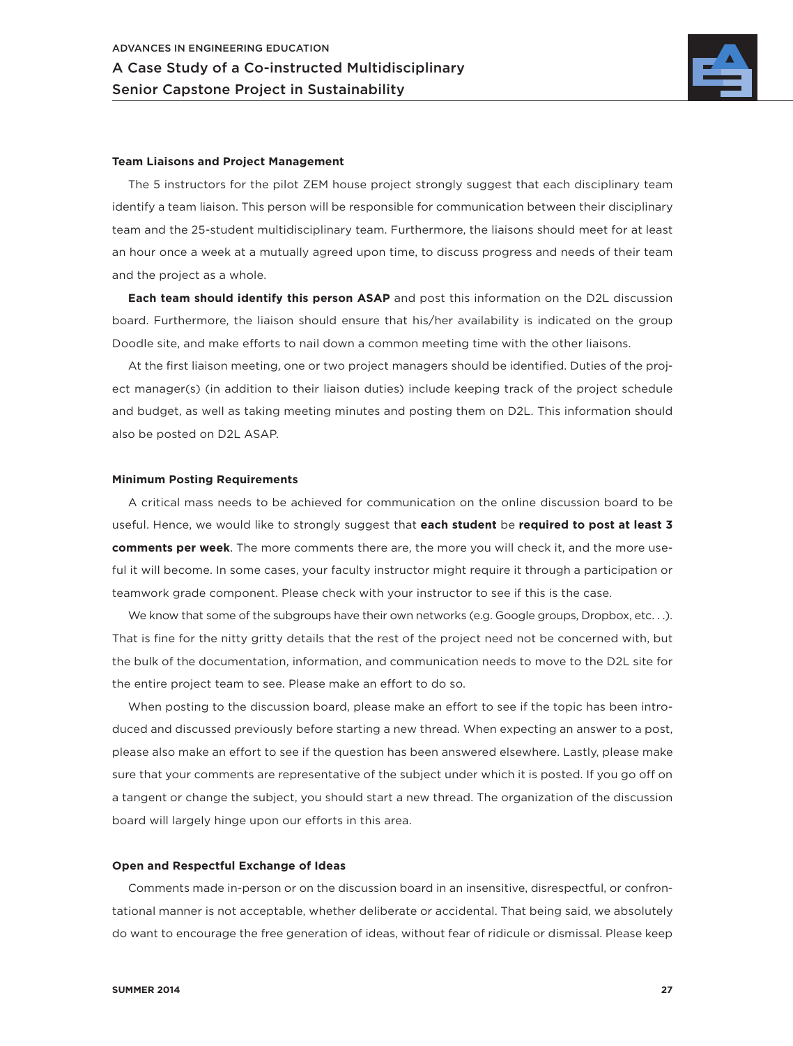**Team Liaisons and Project Management**

The 5 instructors for the pilot ZEM house project strongly suggest that each disciplinary team identify a team liaison. This person will be responsible for communication between their disciplinary team and the 25-student multidisciplinary team. Furthermore, the liaisons should meet for at least an hour once a week at a mutually agreed upon time, to discuss progress and needs of their team and the project as a whole.

**Each team should identify this person ASAP** and post this information on the D2L discussion board. Furthermore, the liaison should ensure that his/her availability is indicated on the group Doodle site, and make efforts to nail down a common meeting time with the other liaisons.

At the first liaison meeting, one or two project managers should be identified. Duties of the project manager(s) (in addition to their liaison duties) include keeping track of the project schedule and budget, as well as taking meeting minutes and posting them on D2L. This information should also be posted on D2L ASAP.

**Minimum Posting Requirements**

A critical mass needs to be achieved for communication on the online discussion board to be useful. Hence, we would like to strongly suggest that **each student** be **required to post at least 3 comments per week**. The more comments there are, the more you will check it, and the more useful it will become. In some cases, your faculty instructor might require it through a participation or teamwork grade component. Please check with your instructor to see if this is the case.

We know that some of the subgroups have their own networks (e.g. Google groups, Dropbox, etc. . .). That is fine for the nitty gritty details that the rest of the project need not be concerned with, but the bulk of the documentation, information, and communication needs to move to the D2L site for the entire project team to see. Please make an effort to do so.

When posting to the discussion board, please make an effort to see if the topic has been introduced and discussed previously before starting a new thread. When expecting an answer to a post, please also make an effort to see if the question has been answered elsewhere. Lastly, please make sure that your comments are representative of the subject under which it is posted. If you go off on a tangent or change the subject, you should start a new thread. The organization of the discussion board will largely hinge upon our efforts in this area.

**Open and Respectful Exchange of Ideas**

Comments made in-person or on the discussion board in an insensitive, disrespectful, or confrontational manner is not acceptable, whether deliberate or accidental. That being said, we absolutely do want to encourage the free generation of ideas, without fear of ridicule or dismissal. Please keep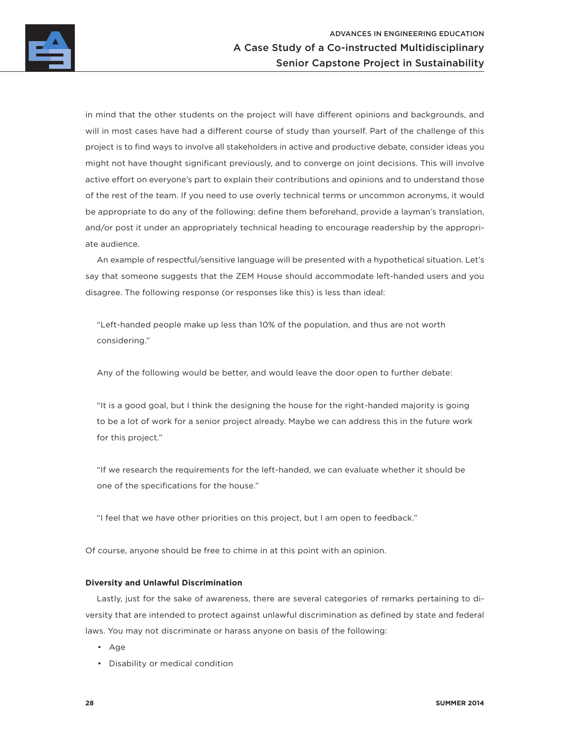in mind that the other students on the project will have different opinions and backgrounds, and will in most cases have had a different course of study than yourself. Part of the challenge of this project is to find ways to involve all stakeholders in active and productive debate, consider ideas you might not have thought significant previously, and to converge on joint decisions. This will involve active effort on everyone's part to explain their contributions and opinions and to understand those of the rest of the team. If you need to use overly technical terms or uncommon acronyms, it would be appropriate to do any of the following: define them beforehand, provide a layman's translation, and/or post it under an appropriately technical heading to encourage readership by the appropriate audience.

An example of respectful/sensitive language will be presented with a hypothetical situation. Let's say that someone suggests that the ZEM House should accommodate left-handed users and you disagree. The following response (or responses like this) is less than ideal:

> "Left-handed people make up less than 10% of the population, and thus are not worth considering."
>
> Any of the following would be better, and would leave the door open to further debate:
>
> "It is a good goal, but I think the designing the house for the right-handed majority is going to be a lot of work for a senior project already. Maybe we can address this in the future work for this project."
>
> "If we research the requirements for the left-handed, we can evaluate whether it should be one of the specifications for the house."
>
> "I feel that we have other priorities on this project, but I am open to feedback."

Of course, anyone should be free to chime in at this point with an opinion.

**Diversity and Unlawful Discrimination**

Lastly, just for the sake of awareness, there are several categories of remarks pertaining to diversity that are intended to protect against unlawful discrimination as defined by state and federal laws. You may not discriminate or harass anyone on basis of the following:

- Age
- Disability or medical condition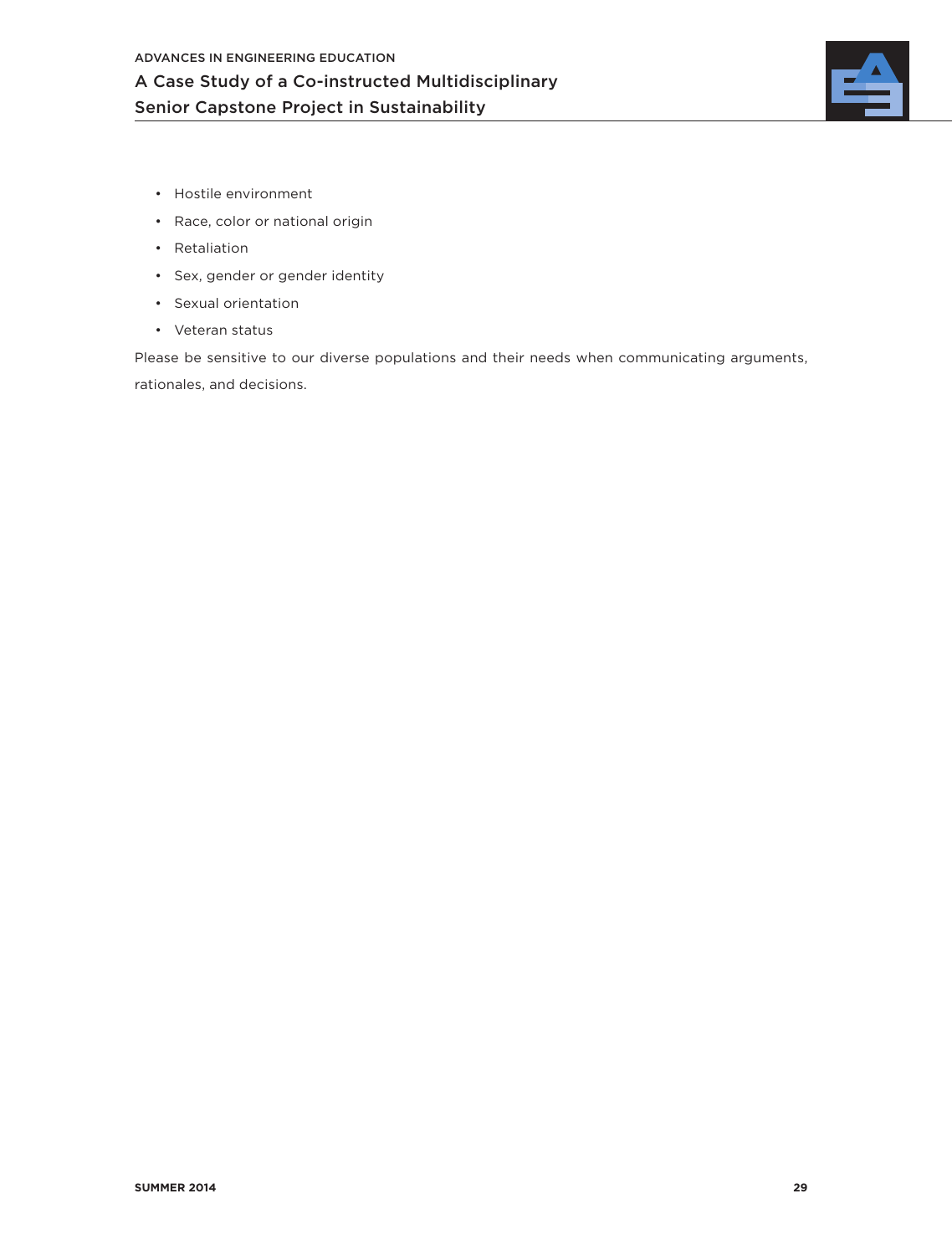- Hostile environment
- Race, color or national origin
- Retaliation
- Sex, gender or gender identity
- Sexual orientation
- Veteran status

Please be sensitive to our diverse populations and their needs when communicating arguments, rationales, and decisions.